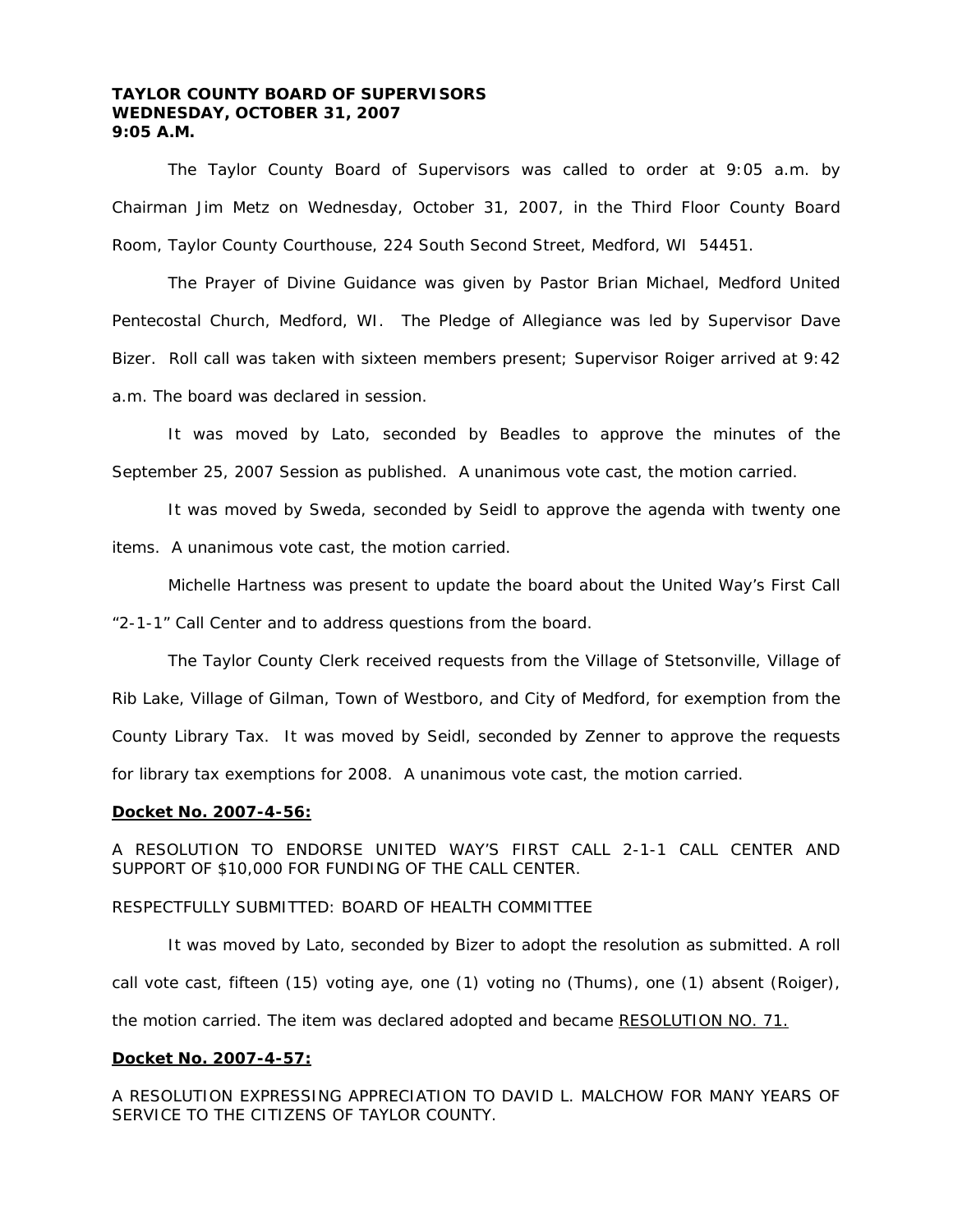**TAYLOR COUNTY BOARD OF SUPERVISORS**
**WEDNESDAY, OCTOBER 31, 2007**
**9:05 A.M.**

The Taylor County Board of Supervisors was called to order at 9:05 a.m. by Chairman Jim Metz on Wednesday, October 31, 2007, in the Third Floor County Board Room, Taylor County Courthouse, 224 South Second Street, Medford, WI 54451.

The Prayer of Divine Guidance was given by Pastor Brian Michael, Medford United Pentecostal Church, Medford, WI. The Pledge of Allegiance was led by Supervisor Dave Bizer. Roll call was taken with sixteen members present; Supervisor Roiger arrived at 9:42 a.m. The board was declared in session.

It was moved by Lato, seconded by Beadles to approve the minutes of the September 25, 2007 Session as published. A unanimous vote cast, the motion carried.

It was moved by Sweda, seconded by Seidl to approve the agenda with twenty one items. A unanimous vote cast, the motion carried.

Michelle Hartness was present to update the board about the United Way's First Call "2-1-1" Call Center and to address questions from the board.

The Taylor County Clerk received requests from the Village of Stetsonville, Village of Rib Lake, Village of Gilman, Town of Westboro, and City of Medford, for exemption from the County Library Tax. It was moved by Seidl, seconded by Zenner to approve the requests for library tax exemptions for 2008. A unanimous vote cast, the motion carried.

**Docket No. 2007-4-56:**

A RESOLUTION TO ENDORSE UNITED WAY'S FIRST CALL 2-1-1 CALL CENTER AND SUPPORT OF $10,000 FOR FUNDING OF THE CALL CENTER.

RESPECTFULLY SUBMITTED: BOARD OF HEALTH COMMITTEE

It was moved by Lato, seconded by Bizer to adopt the resolution as submitted. A roll call vote cast, fifteen (15) voting aye, one (1) voting no (Thums), one (1) absent (Roiger), the motion carried. The item was declared adopted and became RESOLUTION NO. 71.

**Docket No. 2007-4-57:**

A RESOLUTION EXPRESSING APPRECIATION TO DAVID L. MALCHOW FOR MANY YEARS OF SERVICE TO THE CITIZENS OF TAYLOR COUNTY.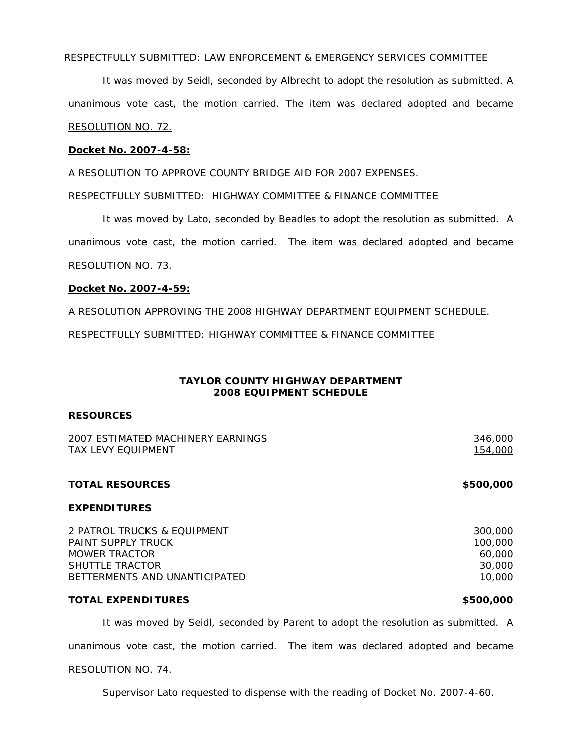RESPECTFULLY SUBMITTED: LAW ENFORCEMENT & EMERGENCY SERVICES COMMITTEE

It was moved by Seidl, seconded by Albrecht to adopt the resolution as submitted. A unanimous vote cast, the motion carried. The item was declared adopted and became RESOLUTION NO. 72.

**Docket No. 2007-4-58:**

A RESOLUTION TO APPROVE COUNTY BRIDGE AID FOR 2007 EXPENSES.

RESPECTFULLY SUBMITTED: HIGHWAY COMMITTEE & FINANCE COMMITTEE

It was moved by Lato, seconded by Beadles to adopt the resolution as submitted. A unanimous vote cast, the motion carried. The item was declared adopted and became RESOLUTION NO. 73.

**Docket No. 2007-4-59:**

A RESOLUTION APPROVING THE 2008 HIGHWAY DEPARTMENT EQUIPMENT SCHEDULE.

RESPECTFULLY SUBMITTED: HIGHWAY COMMITTEE & FINANCE COMMITTEE

**TAYLOR COUNTY HIGHWAY DEPARTMENT**
**2008 EQUIPMENT SCHEDULE**

**RESOURCES**

| | |
|---|---:|
| 2007 ESTIMATED MACHINERY EARNINGS | 346,000 |
| TAX LEVY EQUIPMENT | 154,000 |
| **TOTAL RESOURCES** | **$500,000** |

**EXPENDITURES**

| | |
|---|---:|
| 2 PATROL TRUCKS & EQUIPMENT | 300,000 |
| PAINT SUPPLY TRUCK | 100,000 |
| MOWER TRACTOR | 60,000 |
| SHUTTLE TRACTOR | 30,000 |
| BETTERMENTS AND UNANTICIPATED | 10,000 |
| **TOTAL EXPENDITURES** | **$500,000** |

It was moved by Seidl, seconded by Parent to adopt the resolution as submitted. A unanimous vote cast, the motion carried. The item was declared adopted and became RESOLUTION NO. 74.

Supervisor Lato requested to dispense with the reading of Docket No. 2007-4-60.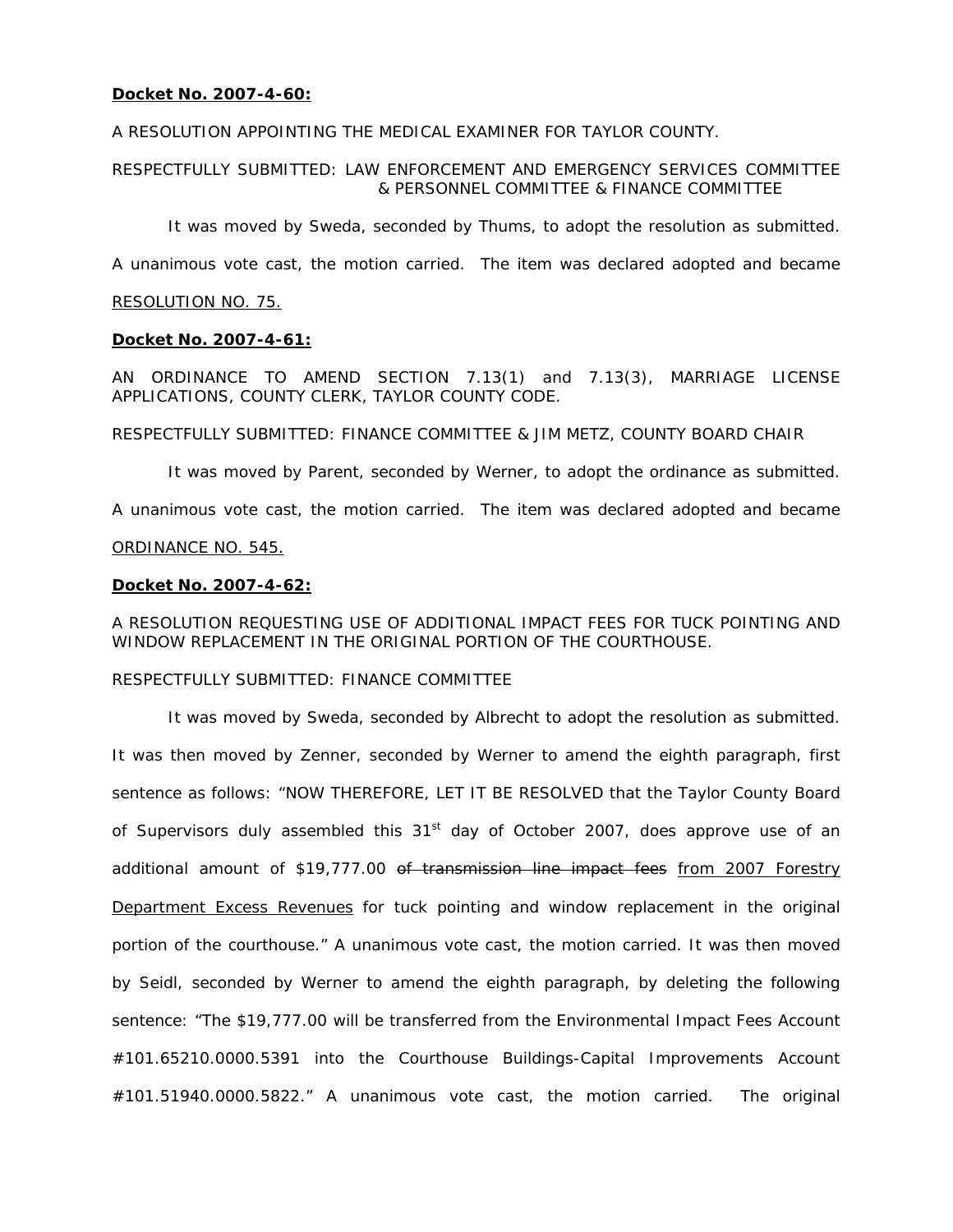**Docket No. 2007-4-60:**

A RESOLUTION APPOINTING THE MEDICAL EXAMINER FOR TAYLOR COUNTY.

RESPECTFULLY SUBMITTED: LAW ENFORCEMENT AND EMERGENCY SERVICES COMMITTEE & PERSONNEL COMMITTEE & FINANCE COMMITTEE

It was moved by Sweda, seconded by Thums, to adopt the resolution as submitted. A unanimous vote cast, the motion carried. The item was declared adopted and became RESOLUTION NO. 75.

**Docket No. 2007-4-61:**

AN ORDINANCE TO AMEND SECTION 7.13(1) and 7.13(3), MARRIAGE LICENSE APPLICATIONS, COUNTY CLERK, TAYLOR COUNTY CODE.

RESPECTFULLY SUBMITTED: FINANCE COMMITTEE & JIM METZ, COUNTY BOARD CHAIR

It was moved by Parent, seconded by Werner, to adopt the ordinance as submitted. A unanimous vote cast, the motion carried. The item was declared adopted and became ORDINANCE NO. 545.

**Docket No. 2007-4-62:**

A RESOLUTION REQUESTING USE OF ADDITIONAL IMPACT FEES FOR TUCK POINTING AND WINDOW REPLACEMENT IN THE ORIGINAL PORTION OF THE COURTHOUSE.

RESPECTFULLY SUBMITTED: FINANCE COMMITTEE

It was moved by Sweda, seconded by Albrecht to adopt the resolution as submitted. It was then moved by Zenner, seconded by Werner to amend the eighth paragraph, first sentence as follows: "NOW THEREFORE, LET IT BE RESOLVED that the Taylor County Board of Supervisors duly assembled this 31st day of October 2007, does approve use of an additional amount of $19,777.00 ~~of transmission line impact fees~~ from 2007 Forestry Department Excess Revenues for tuck pointing and window replacement in the original portion of the courthouse." A unanimous vote cast, the motion carried. It was then moved by Seidl, seconded by Werner to amend the eighth paragraph, by deleting the following sentence: "The $19,777.00 will be transferred from the Environmental Impact Fees Account #101.65210.0000.5391 into the Courthouse Buildings-Capital Improvements Account #101.51940.0000.5822." A unanimous vote cast, the motion carried. The original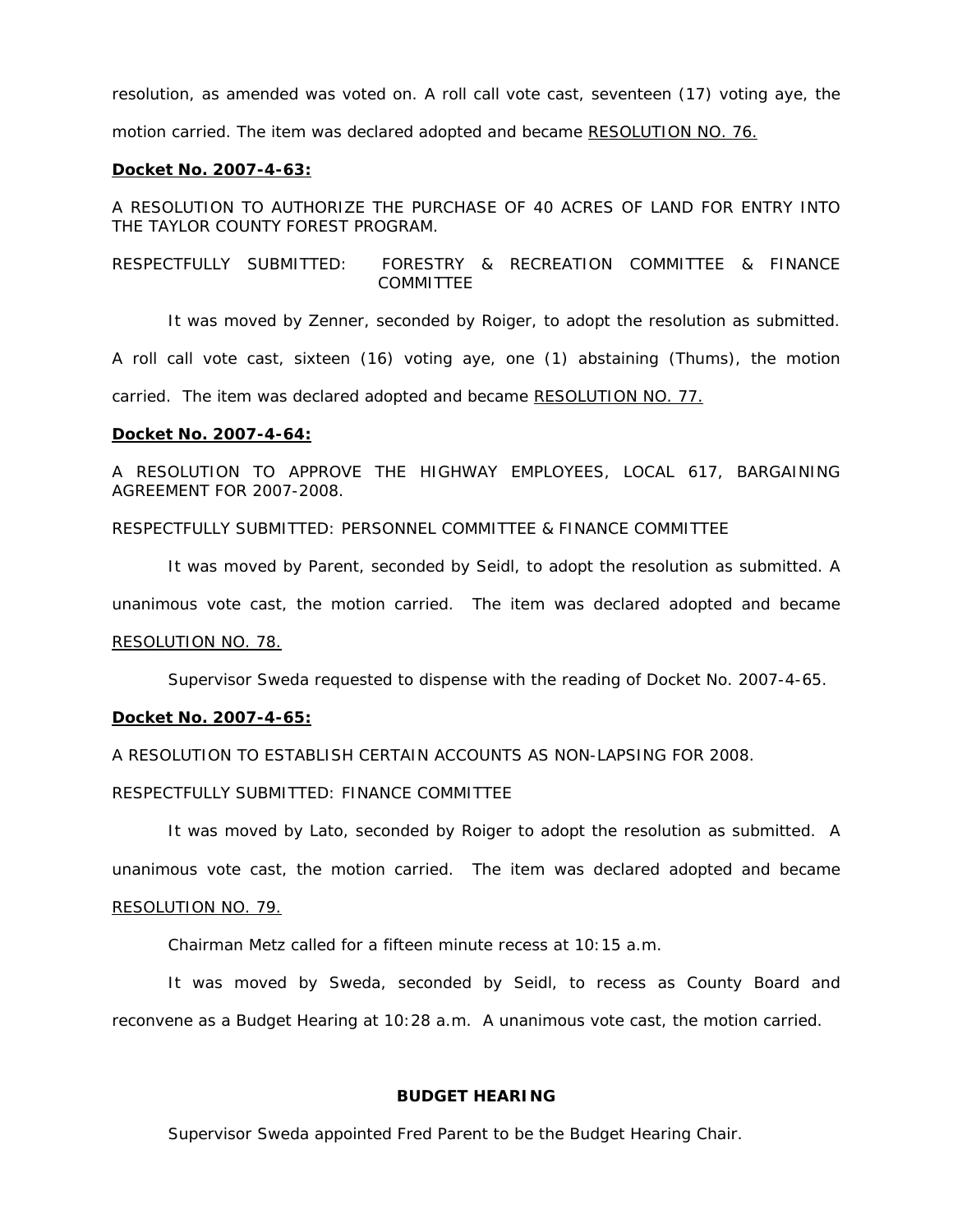resolution, as amended was voted on. A roll call vote cast, seventeen (17) voting aye, the motion carried. The item was declared adopted and became RESOLUTION NO. 76.

**Docket No. 2007-4-63:**

A RESOLUTION TO AUTHORIZE THE PURCHASE OF 40 ACRES OF LAND FOR ENTRY INTO THE TAYLOR COUNTY FOREST PROGRAM.

RESPECTFULLY SUBMITTED: FORESTRY & RECREATION COMMITTEE & FINANCE COMMITTEE

It was moved by Zenner, seconded by Roiger, to adopt the resolution as submitted. A roll call vote cast, sixteen (16) voting aye, one (1) abstaining (Thums), the motion carried. The item was declared adopted and became RESOLUTION NO. 77.

**Docket No. 2007-4-64:**

A RESOLUTION TO APPROVE THE HIGHWAY EMPLOYEES, LOCAL 617, BARGAINING AGREEMENT FOR 2007-2008.

RESPECTFULLY SUBMITTED: PERSONNEL COMMITTEE & FINANCE COMMITTEE

It was moved by Parent, seconded by Seidl, to adopt the resolution as submitted. A unanimous vote cast, the motion carried. The item was declared adopted and became RESOLUTION NO. 78.

Supervisor Sweda requested to dispense with the reading of Docket No. 2007-4-65.

**Docket No. 2007-4-65:**

A RESOLUTION TO ESTABLISH CERTAIN ACCOUNTS AS NON-LAPSING FOR 2008.

RESPECTFULLY SUBMITTED: FINANCE COMMITTEE

It was moved by Lato, seconded by Roiger to adopt the resolution as submitted. A unanimous vote cast, the motion carried. The item was declared adopted and became RESOLUTION NO. 79.

Chairman Metz called for a fifteen minute recess at 10:15 a.m.

It was moved by Sweda, seconded by Seidl, to recess as County Board and reconvene as a Budget Hearing at 10:28 a.m. A unanimous vote cast, the motion carried.

**BUDGET HEARING**

Supervisor Sweda appointed Fred Parent to be the Budget Hearing Chair.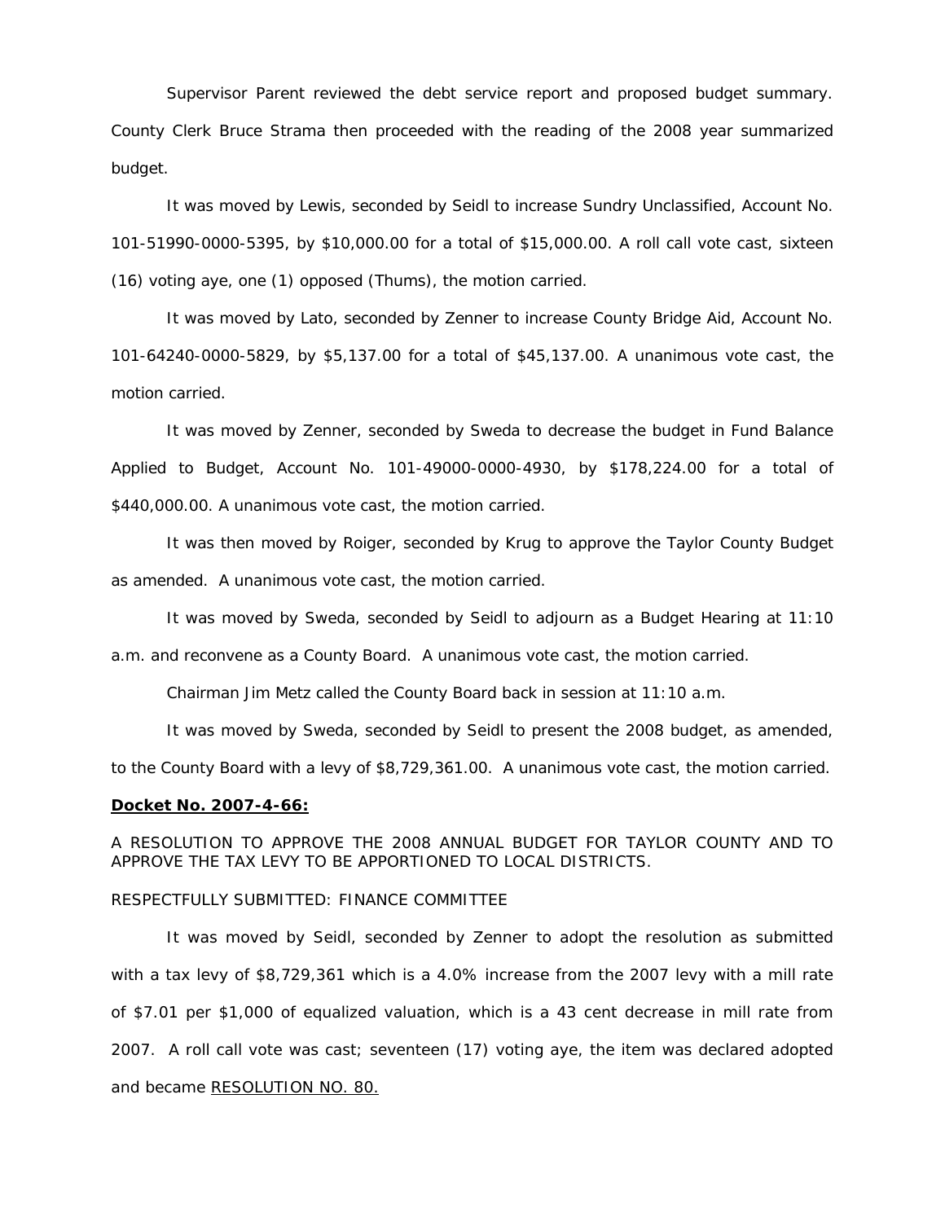Supervisor Parent reviewed the debt service report and proposed budget summary. County Clerk Bruce Strama then proceeded with the reading of the 2008 year summarized budget.

It was moved by Lewis, seconded by Seidl to increase Sundry Unclassified, Account No. 101-51990-0000-5395, by $10,000.00 for a total of $15,000.00. A roll call vote cast, sixteen (16) voting aye, one (1) opposed (Thums), the motion carried.

It was moved by Lato, seconded by Zenner to increase County Bridge Aid, Account No. 101-64240-0000-5829, by $5,137.00 for a total of $45,137.00. A unanimous vote cast, the motion carried.

It was moved by Zenner, seconded by Sweda to decrease the budget in Fund Balance Applied to Budget, Account No. 101-49000-0000-4930, by $178,224.00 for a total of $440,000.00. A unanimous vote cast, the motion carried.

It was then moved by Roiger, seconded by Krug to approve the Taylor County Budget as amended. A unanimous vote cast, the motion carried.

It was moved by Sweda, seconded by Seidl to adjourn as a Budget Hearing at 11:10 a.m. and reconvene as a County Board. A unanimous vote cast, the motion carried.

Chairman Jim Metz called the County Board back in session at 11:10 a.m.

It was moved by Sweda, seconded by Seidl to present the 2008 budget, as amended, to the County Board with a levy of $8,729,361.00. A unanimous vote cast, the motion carried.

**Docket No. 2007-4-66:**

A RESOLUTION TO APPROVE THE 2008 ANNUAL BUDGET FOR TAYLOR COUNTY AND TO APPROVE THE TAX LEVY TO BE APPORTIONED TO LOCAL DISTRICTS.

RESPECTFULLY SUBMITTED: FINANCE COMMITTEE

It was moved by Seidl, seconded by Zenner to adopt the resolution as submitted with a tax levy of $8,729,361 which is a 4.0% increase from the 2007 levy with a mill rate of $7.01 per $1,000 of equalized valuation, which is a 43 cent decrease in mill rate from 2007. A roll call vote was cast; seventeen (17) voting aye, the item was declared adopted and became RESOLUTION NO. 80.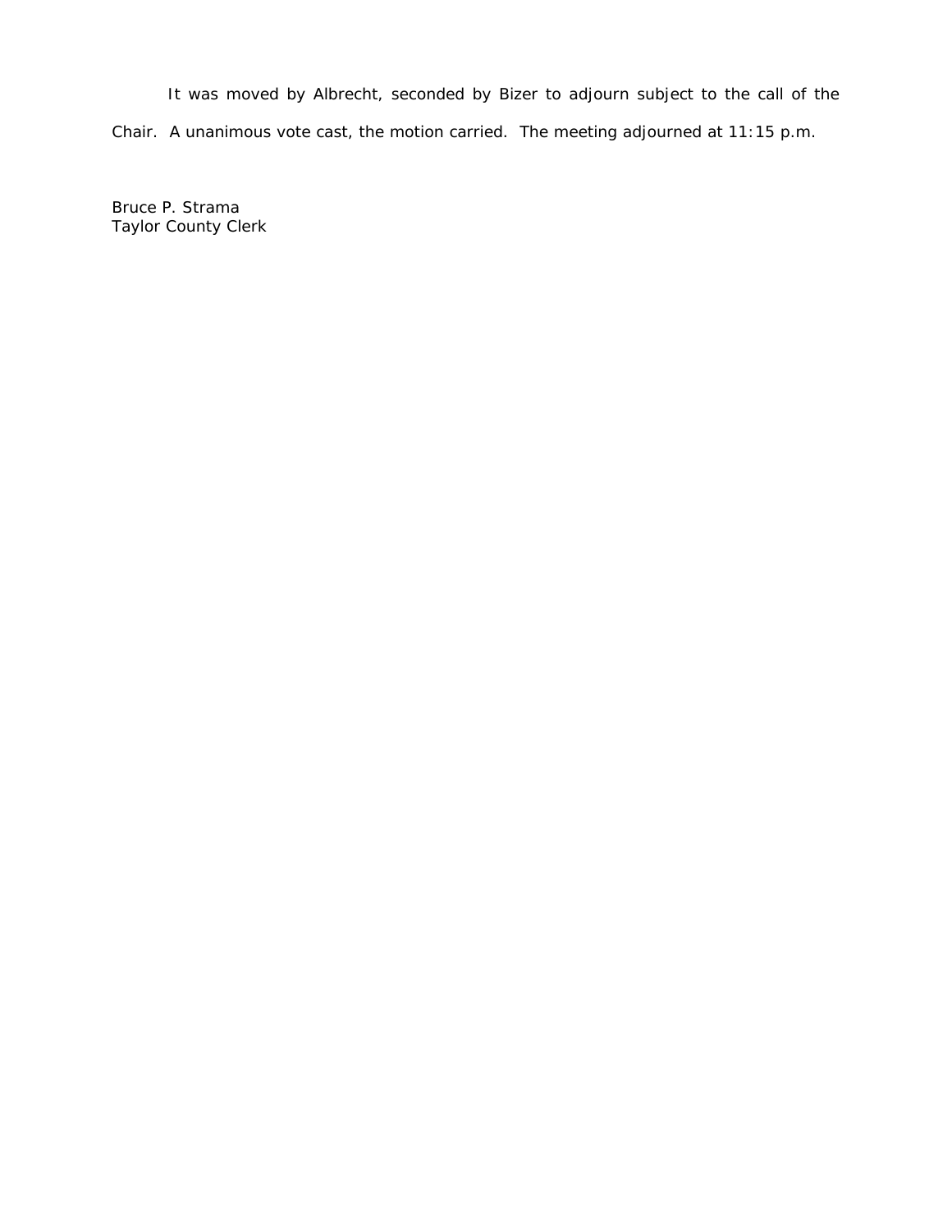It was moved by Albrecht, seconded by Bizer to adjourn subject to the call of the Chair. A unanimous vote cast, the motion carried. The meeting adjourned at 11:15 p.m.

Bruce P. Strama
Taylor County Clerk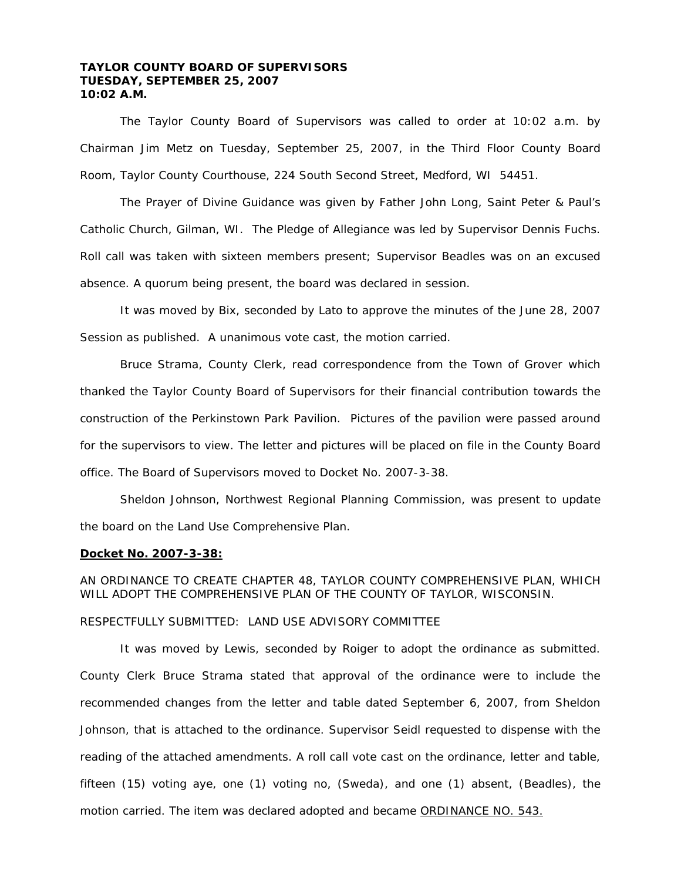**TAYLOR COUNTY BOARD OF SUPERVISORS**
**TUESDAY, SEPTEMBER 25, 2007**
**10:02 A.M.**

The Taylor County Board of Supervisors was called to order at 10:02 a.m. by Chairman Jim Metz on Tuesday, September 25, 2007, in the Third Floor County Board Room, Taylor County Courthouse, 224 South Second Street, Medford, WI 54451.

The Prayer of Divine Guidance was given by Father John Long, Saint Peter & Paul's Catholic Church, Gilman, WI. The Pledge of Allegiance was led by Supervisor Dennis Fuchs. Roll call was taken with sixteen members present; Supervisor Beadles was on an excused absence. A quorum being present, the board was declared in session.

It was moved by Bix, seconded by Lato to approve the minutes of the June 28, 2007 Session as published. A unanimous vote cast, the motion carried.

Bruce Strama, County Clerk, read correspondence from the Town of Grover which thanked the Taylor County Board of Supervisors for their financial contribution towards the construction of the Perkinstown Park Pavilion. Pictures of the pavilion were passed around for the supervisors to view. The letter and pictures will be placed on file in the County Board office. The Board of Supervisors moved to Docket No. 2007-3-38.

Sheldon Johnson, Northwest Regional Planning Commission, was present to update the board on the Land Use Comprehensive Plan.

**Docket No. 2007-3-38:**

AN ORDINANCE TO CREATE CHAPTER 48, TAYLOR COUNTY COMPREHENSIVE PLAN, WHICH WILL ADOPT THE COMPREHENSIVE PLAN OF THE COUNTY OF TAYLOR, WISCONSIN.

RESPECTFULLY SUBMITTED: LAND USE ADVISORY COMMITTEE

It was moved by Lewis, seconded by Roiger to adopt the ordinance as submitted. County Clerk Bruce Strama stated that approval of the ordinance were to include the recommended changes from the letter and table dated September 6, 2007, from Sheldon Johnson, that is attached to the ordinance. Supervisor Seidl requested to dispense with the reading of the attached amendments. A roll call vote cast on the ordinance, letter and table, fifteen (15) voting aye, one (1) voting no, (Sweda), and one (1) absent, (Beadles), the motion carried. The item was declared adopted and became ORDINANCE NO. 543.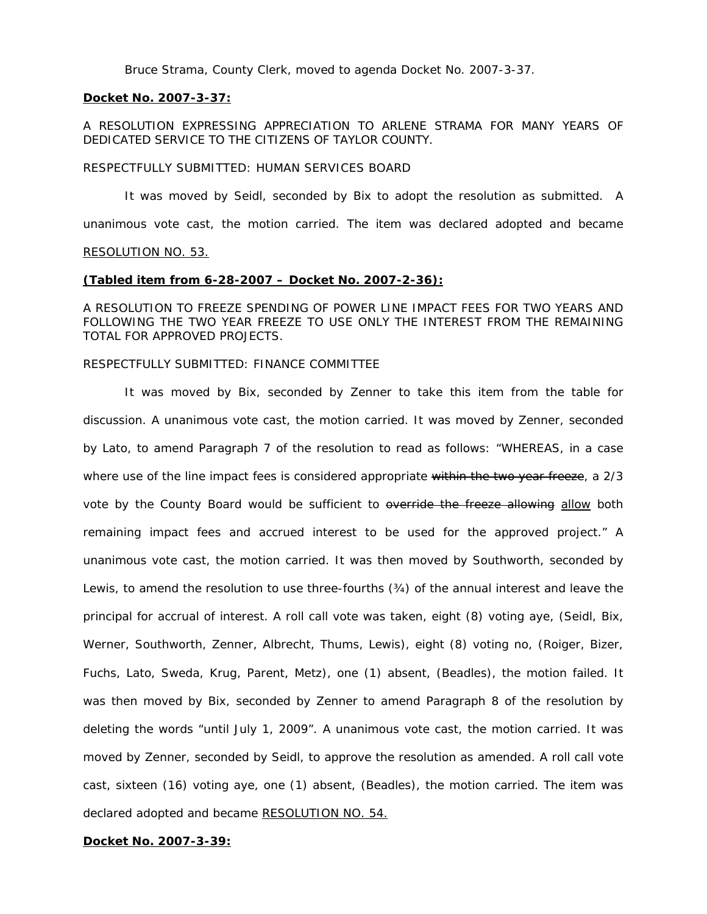Bruce Strama, County Clerk, moved to agenda Docket No. 2007-3-37.

**Docket No. 2007-3-37:**

A RESOLUTION EXPRESSING APPRECIATION TO ARLENE STRAMA FOR MANY YEARS OF DEDICATED SERVICE TO THE CITIZENS OF TAYLOR COUNTY.

RESPECTFULLY SUBMITTED: HUMAN SERVICES BOARD

It was moved by Seidl, seconded by Bix to adopt the resolution as submitted. A unanimous vote cast, the motion carried. The item was declared adopted and became RESOLUTION NO. 53.

**(Tabled item from 6-28-2007 – Docket No. 2007-2-36):**

A RESOLUTION TO FREEZE SPENDING OF POWER LINE IMPACT FEES FOR TWO YEARS AND FOLLOWING THE TWO YEAR FREEZE TO USE ONLY THE INTEREST FROM THE REMAINING TOTAL FOR APPROVED PROJECTS.

RESPECTFULLY SUBMITTED: FINANCE COMMITTEE

It was moved by Bix, seconded by Zenner to take this item from the table for discussion. A unanimous vote cast, the motion carried. It was moved by Zenner, seconded by Lato, to amend Paragraph 7 of the resolution to read as follows: "WHEREAS, in a case where use of the line impact fees is considered appropriate ~~within the two year freeze~~, a 2/3 vote by the County Board would be sufficient to ~~override the freeze allowing~~ allow both remaining impact fees and accrued interest to be used for the approved project." A unanimous vote cast, the motion carried. It was then moved by Southworth, seconded by Lewis, to amend the resolution to use three-fourths (¾) of the annual interest and leave the principal for accrual of interest. A roll call vote was taken, eight (8) voting aye, (Seidl, Bix, Werner, Southworth, Zenner, Albrecht, Thums, Lewis), eight (8) voting no, (Roiger, Bizer, Fuchs, Lato, Sweda, Krug, Parent, Metz), one (1) absent, (Beadles), the motion failed. It was then moved by Bix, seconded by Zenner to amend Paragraph 8 of the resolution by deleting the words "until July 1, 2009". A unanimous vote cast, the motion carried. It was moved by Zenner, seconded by Seidl, to approve the resolution as amended. A roll call vote cast, sixteen (16) voting aye, one (1) absent, (Beadles), the motion carried. The item was declared adopted and became RESOLUTION NO. 54.

**Docket No. 2007-3-39:**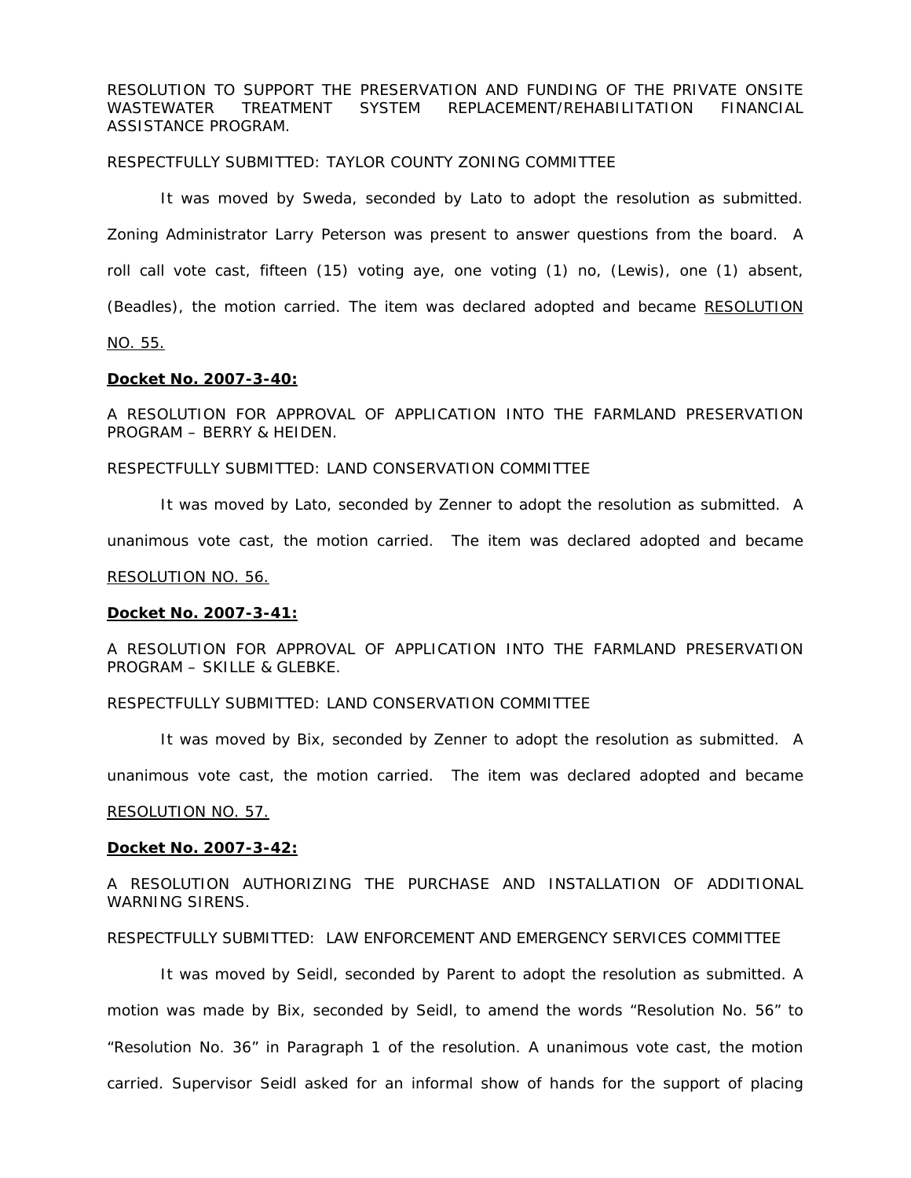RESOLUTION TO SUPPORT THE PRESERVATION AND FUNDING OF THE PRIVATE ONSITE WASTEWATER TREATMENT SYSTEM REPLACEMENT/REHABILITATION FINANCIAL ASSISTANCE PROGRAM.

RESPECTFULLY SUBMITTED: TAYLOR COUNTY ZONING COMMITTEE

It was moved by Sweda, seconded by Lato to adopt the resolution as submitted. Zoning Administrator Larry Peterson was present to answer questions from the board. A roll call vote cast, fifteen (15) voting aye, one voting (1) no, (Lewis), one (1) absent, (Beadles), the motion carried. The item was declared adopted and became RESOLUTION NO. 55.

**Docket No. 2007-3-40:**

A RESOLUTION FOR APPROVAL OF APPLICATION INTO THE FARMLAND PRESERVATION PROGRAM – BERRY & HEIDEN.

RESPECTFULLY SUBMITTED: LAND CONSERVATION COMMITTEE

It was moved by Lato, seconded by Zenner to adopt the resolution as submitted. A unanimous vote cast, the motion carried. The item was declared adopted and became RESOLUTION NO. 56.

**Docket No. 2007-3-41:**

A RESOLUTION FOR APPROVAL OF APPLICATION INTO THE FARMLAND PRESERVATION PROGRAM – SKILLE & GLEBKE.

RESPECTFULLY SUBMITTED: LAND CONSERVATION COMMITTEE

It was moved by Bix, seconded by Zenner to adopt the resolution as submitted. A unanimous vote cast, the motion carried. The item was declared adopted and became RESOLUTION NO. 57.

**Docket No. 2007-3-42:**

A RESOLUTION AUTHORIZING THE PURCHASE AND INSTALLATION OF ADDITIONAL WARNING SIRENS.

RESPECTFULLY SUBMITTED: LAW ENFORCEMENT AND EMERGENCY SERVICES COMMITTEE

It was moved by Seidl, seconded by Parent to adopt the resolution as submitted. A motion was made by Bix, seconded by Seidl, to amend the words "Resolution No. 56" to "Resolution No. 36" in Paragraph 1 of the resolution. A unanimous vote cast, the motion carried. Supervisor Seidl asked for an informal show of hands for the support of placing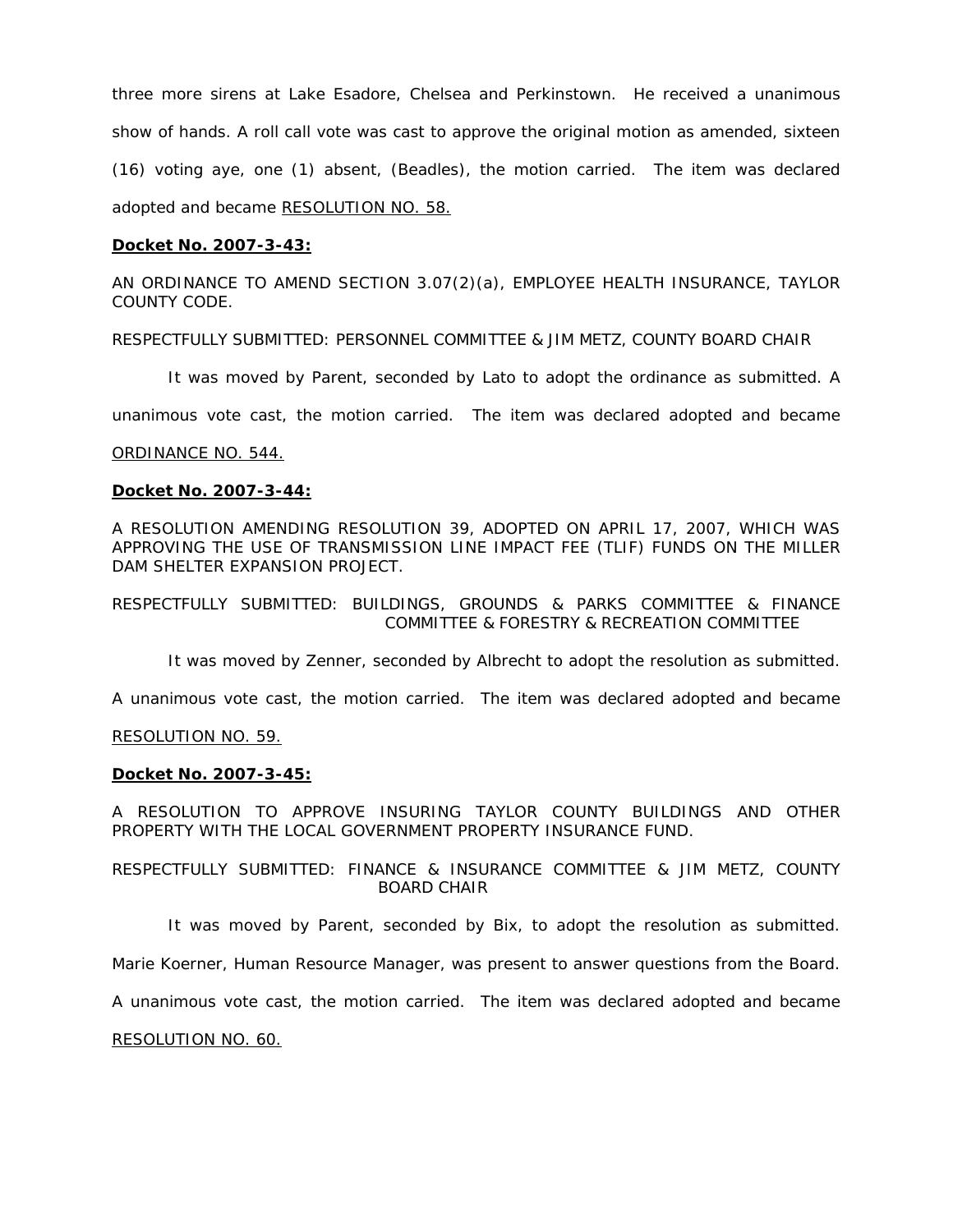three more sirens at Lake Esadore, Chelsea and Perkinstown. He received a unanimous show of hands. A roll call vote was cast to approve the original motion as amended, sixteen (16) voting aye, one (1) absent, (Beadles), the motion carried. The item was declared adopted and became RESOLUTION NO. 58.

**Docket No. 2007-3-43:**

AN ORDINANCE TO AMEND SECTION 3.07(2)(a), EMPLOYEE HEALTH INSURANCE, TAYLOR COUNTY CODE.

RESPECTFULLY SUBMITTED: PERSONNEL COMMITTEE & JIM METZ, COUNTY BOARD CHAIR

It was moved by Parent, seconded by Lato to adopt the ordinance as submitted. A unanimous vote cast, the motion carried. The item was declared adopted and became ORDINANCE NO. 544.

**Docket No. 2007-3-44:**

A RESOLUTION AMENDING RESOLUTION 39, ADOPTED ON APRIL 17, 2007, WHICH WAS APPROVING THE USE OF TRANSMISSION LINE IMPACT FEE (TLIF) FUNDS ON THE MILLER DAM SHELTER EXPANSION PROJECT.

RESPECTFULLY SUBMITTED: BUILDINGS, GROUNDS & PARKS COMMITTEE & FINANCE COMMITTEE & FORESTRY & RECREATION COMMITTEE

It was moved by Zenner, seconded by Albrecht to adopt the resolution as submitted. A unanimous vote cast, the motion carried. The item was declared adopted and became RESOLUTION NO. 59.

**Docket No. 2007-3-45:**

A RESOLUTION TO APPROVE INSURING TAYLOR COUNTY BUILDINGS AND OTHER PROPERTY WITH THE LOCAL GOVERNMENT PROPERTY INSURANCE FUND.

RESPECTFULLY SUBMITTED: FINANCE & INSURANCE COMMITTEE & JIM METZ, COUNTY BOARD CHAIR

It was moved by Parent, seconded by Bix, to adopt the resolution as submitted. Marie Koerner, Human Resource Manager, was present to answer questions from the Board. A unanimous vote cast, the motion carried. The item was declared adopted and became RESOLUTION NO. 60.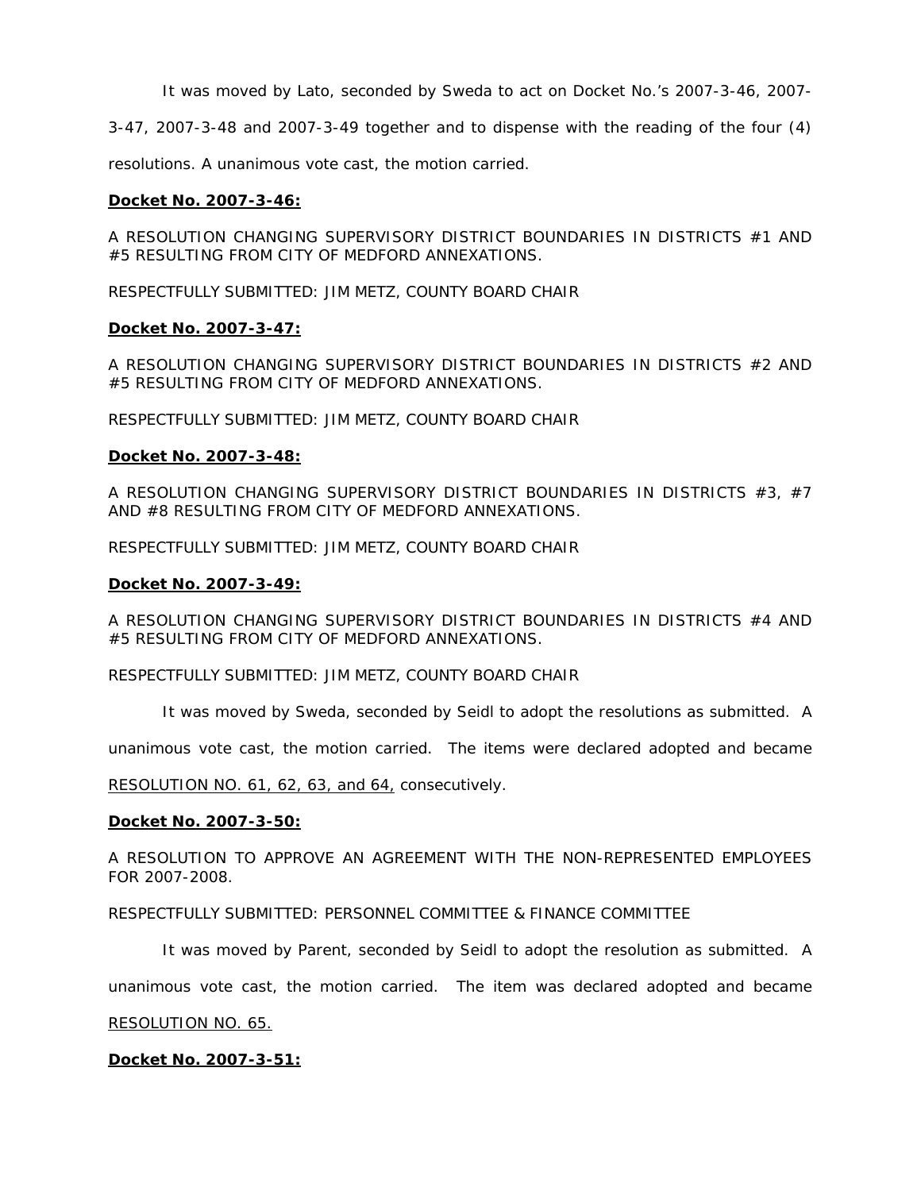It was moved by Lato, seconded by Sweda to act on Docket No.'s 2007-3-46, 2007-3-47, 2007-3-48 and 2007-3-49 together and to dispense with the reading of the four (4) resolutions. A unanimous vote cast, the motion carried.

**Docket No. 2007-3-46:**

A RESOLUTION CHANGING SUPERVISORY DISTRICT BOUNDARIES IN DISTRICTS #1 AND #5 RESULTING FROM CITY OF MEDFORD ANNEXATIONS.

RESPECTFULLY SUBMITTED: JIM METZ, COUNTY BOARD CHAIR

**Docket No. 2007-3-47:**

A RESOLUTION CHANGING SUPERVISORY DISTRICT BOUNDARIES IN DISTRICTS #2 AND #5 RESULTING FROM CITY OF MEDFORD ANNEXATIONS.

RESPECTFULLY SUBMITTED: JIM METZ, COUNTY BOARD CHAIR

**Docket No. 2007-3-48:**

A RESOLUTION CHANGING SUPERVISORY DISTRICT BOUNDARIES IN DISTRICTS #3, #7 AND #8 RESULTING FROM CITY OF MEDFORD ANNEXATIONS.

RESPECTFULLY SUBMITTED: JIM METZ, COUNTY BOARD CHAIR

**Docket No. 2007-3-49:**

A RESOLUTION CHANGING SUPERVISORY DISTRICT BOUNDARIES IN DISTRICTS #4 AND #5 RESULTING FROM CITY OF MEDFORD ANNEXATIONS.

RESPECTFULLY SUBMITTED: JIM METZ, COUNTY BOARD CHAIR

It was moved by Sweda, seconded by Seidl to adopt the resolutions as submitted. A unanimous vote cast, the motion carried. The items were declared adopted and became RESOLUTION NO. 61, 62, 63, and 64, consecutively.

**Docket No. 2007-3-50:**

A RESOLUTION TO APPROVE AN AGREEMENT WITH THE NON-REPRESENTED EMPLOYEES FOR 2007-2008.

RESPECTFULLY SUBMITTED: PERSONNEL COMMITTEE & FINANCE COMMITTEE

It was moved by Parent, seconded by Seidl to adopt the resolution as submitted. A unanimous vote cast, the motion carried. The item was declared adopted and became RESOLUTION NO. 65.

**Docket No. 2007-3-51:**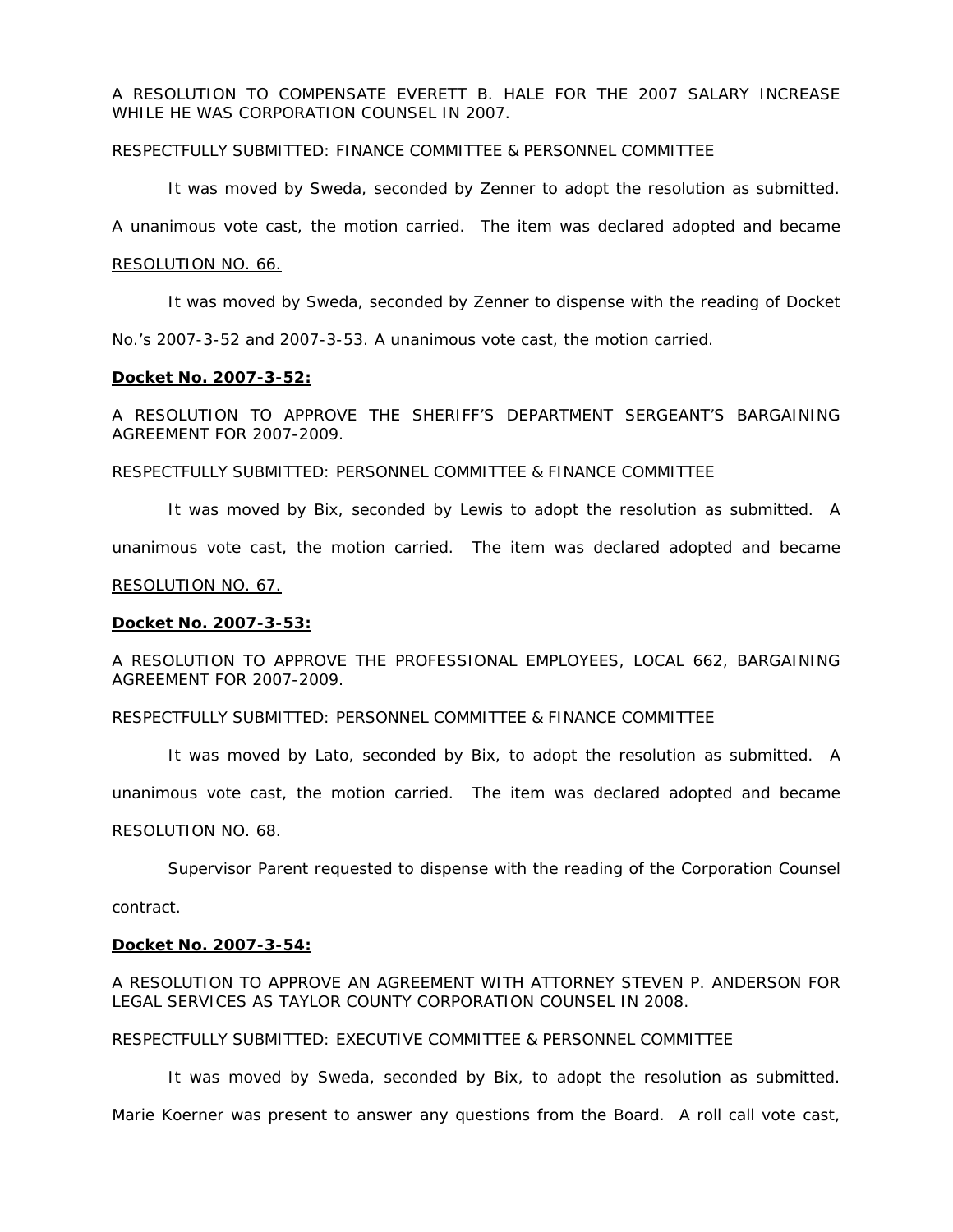A RESOLUTION TO COMPENSATE EVERETT B. HALE FOR THE 2007 SALARY INCREASE WHILE HE WAS CORPORATION COUNSEL IN 2007.

RESPECTFULLY SUBMITTED: FINANCE COMMITTEE & PERSONNEL COMMITTEE

It was moved by Sweda, seconded by Zenner to adopt the resolution as submitted. A unanimous vote cast, the motion carried. The item was declared adopted and became RESOLUTION NO. 66.

It was moved by Sweda, seconded by Zenner to dispense with the reading of Docket No.'s 2007-3-52 and 2007-3-53. A unanimous vote cast, the motion carried.

**Docket No. 2007-3-52:**

A RESOLUTION TO APPROVE THE SHERIFF'S DEPARTMENT SERGEANT'S BARGAINING AGREEMENT FOR 2007-2009.

RESPECTFULLY SUBMITTED: PERSONNEL COMMITTEE & FINANCE COMMITTEE

It was moved by Bix, seconded by Lewis to adopt the resolution as submitted. A unanimous vote cast, the motion carried. The item was declared adopted and became RESOLUTION NO. 67.

**Docket No. 2007-3-53:**

A RESOLUTION TO APPROVE THE PROFESSIONAL EMPLOYEES, LOCAL 662, BARGAINING AGREEMENT FOR 2007-2009.

RESPECTFULLY SUBMITTED: PERSONNEL COMMITTEE & FINANCE COMMITTEE

It was moved by Lato, seconded by Bix, to adopt the resolution as submitted. A unanimous vote cast, the motion carried. The item was declared adopted and became RESOLUTION NO. 68.

Supervisor Parent requested to dispense with the reading of the Corporation Counsel contract.

**Docket No. 2007-3-54:**

A RESOLUTION TO APPROVE AN AGREEMENT WITH ATTORNEY STEVEN P. ANDERSON FOR LEGAL SERVICES AS TAYLOR COUNTY CORPORATION COUNSEL IN 2008.

RESPECTFULLY SUBMITTED: EXECUTIVE COMMITTEE & PERSONNEL COMMITTEE

It was moved by Sweda, seconded by Bix, to adopt the resolution as submitted. Marie Koerner was present to answer any questions from the Board. A roll call vote cast,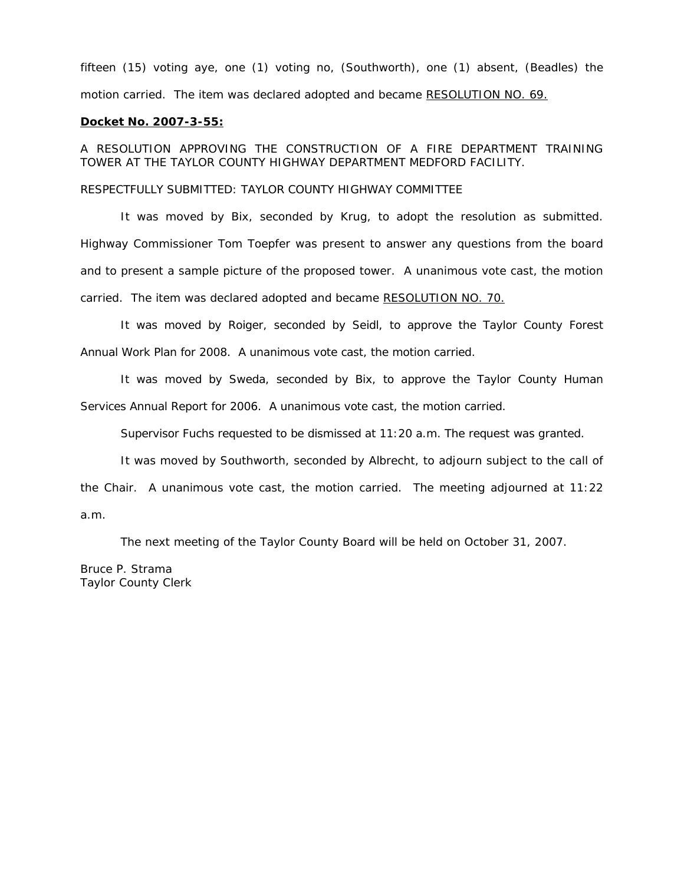fifteen (15) voting aye, one (1) voting no, (Southworth), one (1) absent, (Beadles) the motion carried. The item was declared adopted and became RESOLUTION NO. 69.

**Docket No. 2007-3-55:**

A RESOLUTION APPROVING THE CONSTRUCTION OF A FIRE DEPARTMENT TRAINING TOWER AT THE TAYLOR COUNTY HIGHWAY DEPARTMENT MEDFORD FACILITY.

RESPECTFULLY SUBMITTED: TAYLOR COUNTY HIGHWAY COMMITTEE

It was moved by Bix, seconded by Krug, to adopt the resolution as submitted. Highway Commissioner Tom Toepfer was present to answer any questions from the board and to present a sample picture of the proposed tower. A unanimous vote cast, the motion carried. The item was declared adopted and became RESOLUTION NO. 70.

It was moved by Roiger, seconded by Seidl, to approve the Taylor County Forest Annual Work Plan for 2008. A unanimous vote cast, the motion carried.

It was moved by Sweda, seconded by Bix, to approve the Taylor County Human Services Annual Report for 2006. A unanimous vote cast, the motion carried.

Supervisor Fuchs requested to be dismissed at 11:20 a.m. The request was granted.

It was moved by Southworth, seconded by Albrecht, to adjourn subject to the call of the Chair. A unanimous vote cast, the motion carried. The meeting adjourned at 11:22 a.m.

The next meeting of the Taylor County Board will be held on October 31, 2007.

Bruce P. Strama
Taylor County Clerk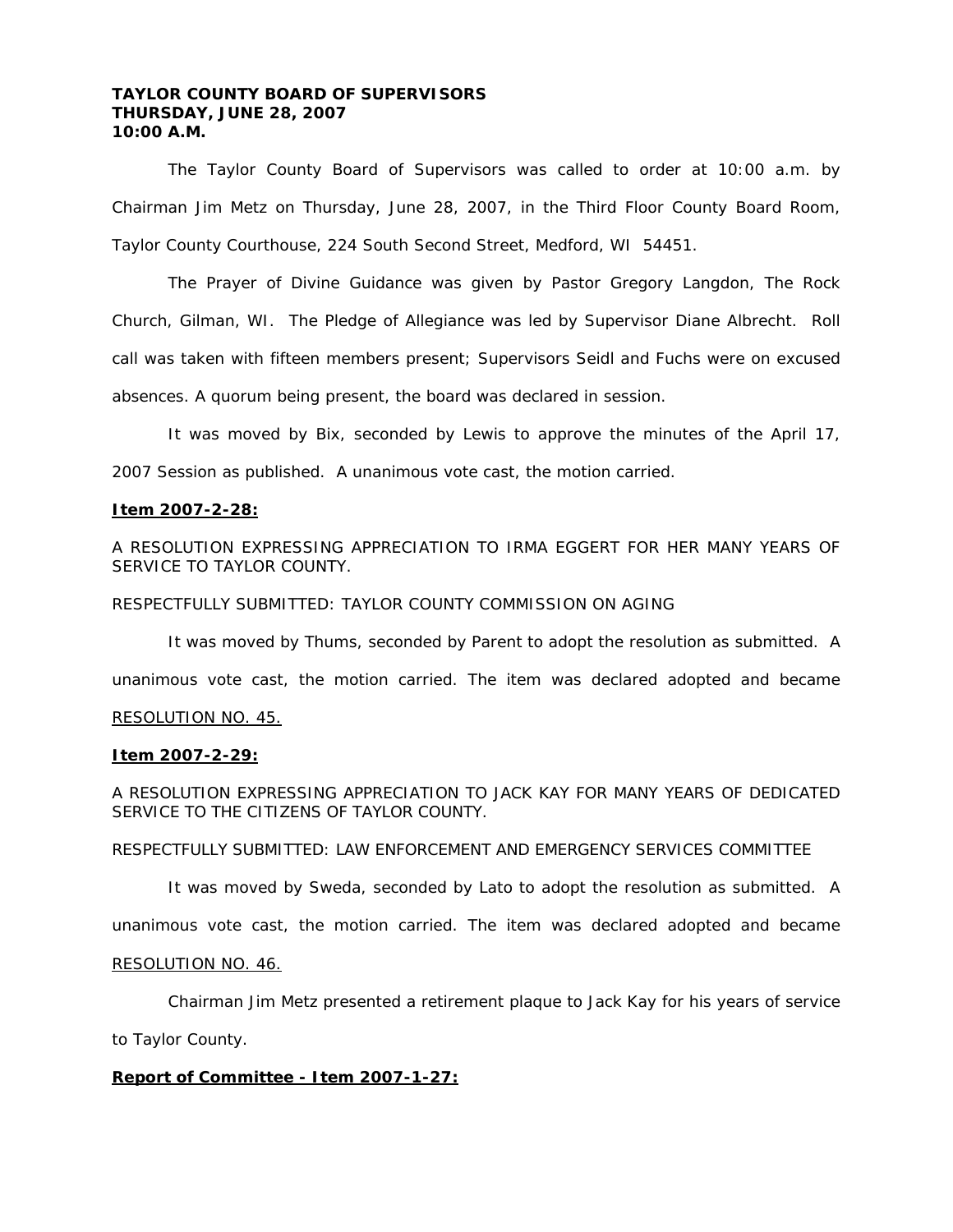**TAYLOR COUNTY BOARD OF SUPERVISORS**
**THURSDAY, JUNE 28, 2007**
**10:00 A.M.**

The Taylor County Board of Supervisors was called to order at 10:00 a.m. by Chairman Jim Metz on Thursday, June 28, 2007, in the Third Floor County Board Room, Taylor County Courthouse, 224 South Second Street, Medford, WI 54451.

The Prayer of Divine Guidance was given by Pastor Gregory Langdon, The Rock Church, Gilman, WI. The Pledge of Allegiance was led by Supervisor Diane Albrecht. Roll call was taken with fifteen members present; Supervisors Seidl and Fuchs were on excused absences. A quorum being present, the board was declared in session.

It was moved by Bix, seconded by Lewis to approve the minutes of the April 17, 2007 Session as published. A unanimous vote cast, the motion carried.

**Item 2007-2-28:**

A RESOLUTION EXPRESSING APPRECIATION TO IRMA EGGERT FOR HER MANY YEARS OF SERVICE TO TAYLOR COUNTY.

RESPECTFULLY SUBMITTED: TAYLOR COUNTY COMMISSION ON AGING

It was moved by Thums, seconded by Parent to adopt the resolution as submitted. A unanimous vote cast, the motion carried. The item was declared adopted and became RESOLUTION NO. 45.

**Item 2007-2-29:**

A RESOLUTION EXPRESSING APPRECIATION TO JACK KAY FOR MANY YEARS OF DEDICATED SERVICE TO THE CITIZENS OF TAYLOR COUNTY.

RESPECTFULLY SUBMITTED: LAW ENFORCEMENT AND EMERGENCY SERVICES COMMITTEE

It was moved by Sweda, seconded by Lato to adopt the resolution as submitted. A unanimous vote cast, the motion carried. The item was declared adopted and became RESOLUTION NO. 46.

Chairman Jim Metz presented a retirement plaque to Jack Kay for his years of service to Taylor County.

**Report of Committee - Item 2007-1-27:**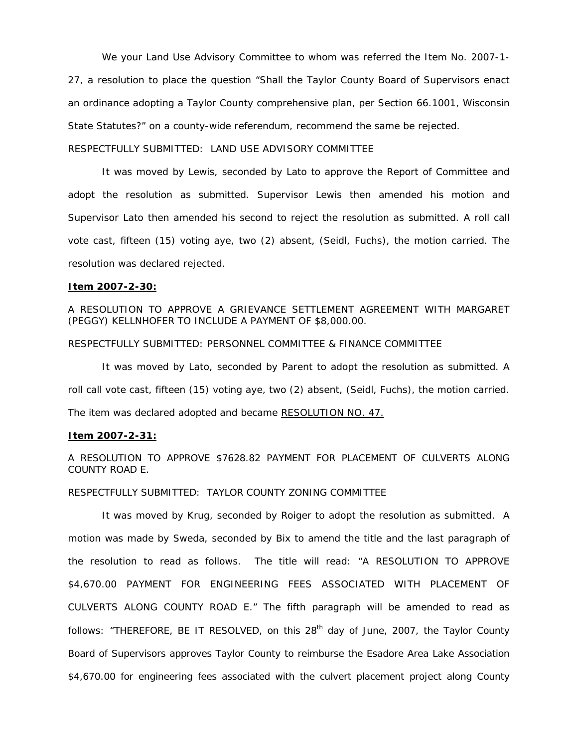We your Land Use Advisory Committee to whom was referred the Item No. 2007-1-27, a resolution to place the question "Shall the Taylor County Board of Supervisors enact an ordinance adopting a Taylor County comprehensive plan, per Section 66.1001, Wisconsin State Statutes?" on a county-wide referendum, recommend the same be rejected.

RESPECTFULLY SUBMITTED: LAND USE ADVISORY COMMITTEE

It was moved by Lewis, seconded by Lato to approve the Report of Committee and adopt the resolution as submitted. Supervisor Lewis then amended his motion and Supervisor Lato then amended his second to reject the resolution as submitted. A roll call vote cast, fifteen (15) voting aye, two (2) absent, (Seidl, Fuchs), the motion carried. The resolution was declared rejected.

**Item 2007-2-30:**

A RESOLUTION TO APPROVE A GRIEVANCE SETTLEMENT AGREEMENT WITH MARGARET (PEGGY) KELLNHOFER TO INCLUDE A PAYMENT OF $8,000.00.

RESPECTFULLY SUBMITTED: PERSONNEL COMMITTEE & FINANCE COMMITTEE

It was moved by Lato, seconded by Parent to adopt the resolution as submitted. A roll call vote cast, fifteen (15) voting aye, two (2) absent, (Seidl, Fuchs), the motion carried. The item was declared adopted and became RESOLUTION NO. 47.

**Item 2007-2-31:**

A RESOLUTION TO APPROVE $7628.82 PAYMENT FOR PLACEMENT OF CULVERTS ALONG COUNTY ROAD E.

RESPECTFULLY SUBMITTED: TAYLOR COUNTY ZONING COMMITTEE

It was moved by Krug, seconded by Roiger to adopt the resolution as submitted. A motion was made by Sweda, seconded by Bix to amend the title and the last paragraph of the resolution to read as follows. The title will read: "A RESOLUTION TO APPROVE $4,670.00 PAYMENT FOR ENGINEERING FEES ASSOCIATED WITH PLACEMENT OF CULVERTS ALONG COUNTY ROAD E." The fifth paragraph will be amended to read as follows: "THEREFORE, BE IT RESOLVED, on this 28th day of June, 2007, the Taylor County Board of Supervisors approves Taylor County to reimburse the Esadore Area Lake Association $4,670.00 for engineering fees associated with the culvert placement project along County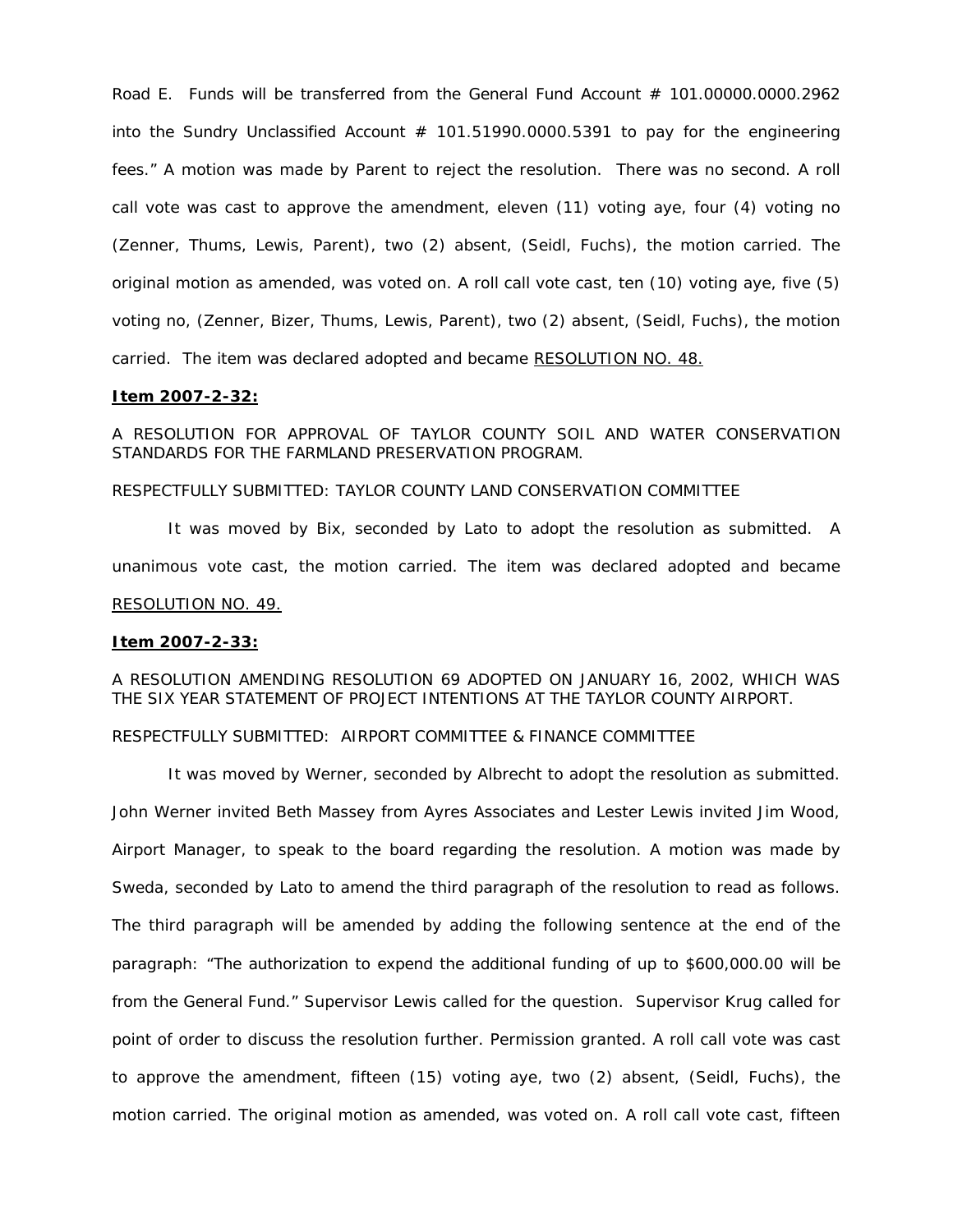Road E. Funds will be transferred from the General Fund Account # 101.00000.0000.2962 into the Sundry Unclassified Account # 101.51990.0000.5391 to pay for the engineering fees." A motion was made by Parent to reject the resolution. There was no second. A roll call vote was cast to approve the amendment, eleven (11) voting aye, four (4) voting no (Zenner, Thums, Lewis, Parent), two (2) absent, (Seidl, Fuchs), the motion carried. The original motion as amended, was voted on. A roll call vote cast, ten (10) voting aye, five (5) voting no, (Zenner, Bizer, Thums, Lewis, Parent), two (2) absent, (Seidl, Fuchs), the motion carried. The item was declared adopted and became RESOLUTION NO. 48.

**Item 2007-2-32:**

A RESOLUTION FOR APPROVAL OF TAYLOR COUNTY SOIL AND WATER CONSERVATION STANDARDS FOR THE FARMLAND PRESERVATION PROGRAM.

RESPECTFULLY SUBMITTED: TAYLOR COUNTY LAND CONSERVATION COMMITTEE

It was moved by Bix, seconded by Lato to adopt the resolution as submitted. A unanimous vote cast, the motion carried. The item was declared adopted and became RESOLUTION NO. 49.

**Item 2007-2-33:**

A RESOLUTION AMENDING RESOLUTION 69 ADOPTED ON JANUARY 16, 2002, WHICH WAS THE SIX YEAR STATEMENT OF PROJECT INTENTIONS AT THE TAYLOR COUNTY AIRPORT.

RESPECTFULLY SUBMITTED: AIRPORT COMMITTEE & FINANCE COMMITTEE

It was moved by Werner, seconded by Albrecht to adopt the resolution as submitted. John Werner invited Beth Massey from Ayres Associates and Lester Lewis invited Jim Wood, Airport Manager, to speak to the board regarding the resolution. A motion was made by Sweda, seconded by Lato to amend the third paragraph of the resolution to read as follows. The third paragraph will be amended by adding the following sentence at the end of the paragraph: "The authorization to expend the additional funding of up to $600,000.00 will be from the General Fund." Supervisor Lewis called for the question. Supervisor Krug called for point of order to discuss the resolution further. Permission granted. A roll call vote was cast to approve the amendment, fifteen (15) voting aye, two (2) absent, (Seidl, Fuchs), the motion carried. The original motion as amended, was voted on. A roll call vote cast, fifteen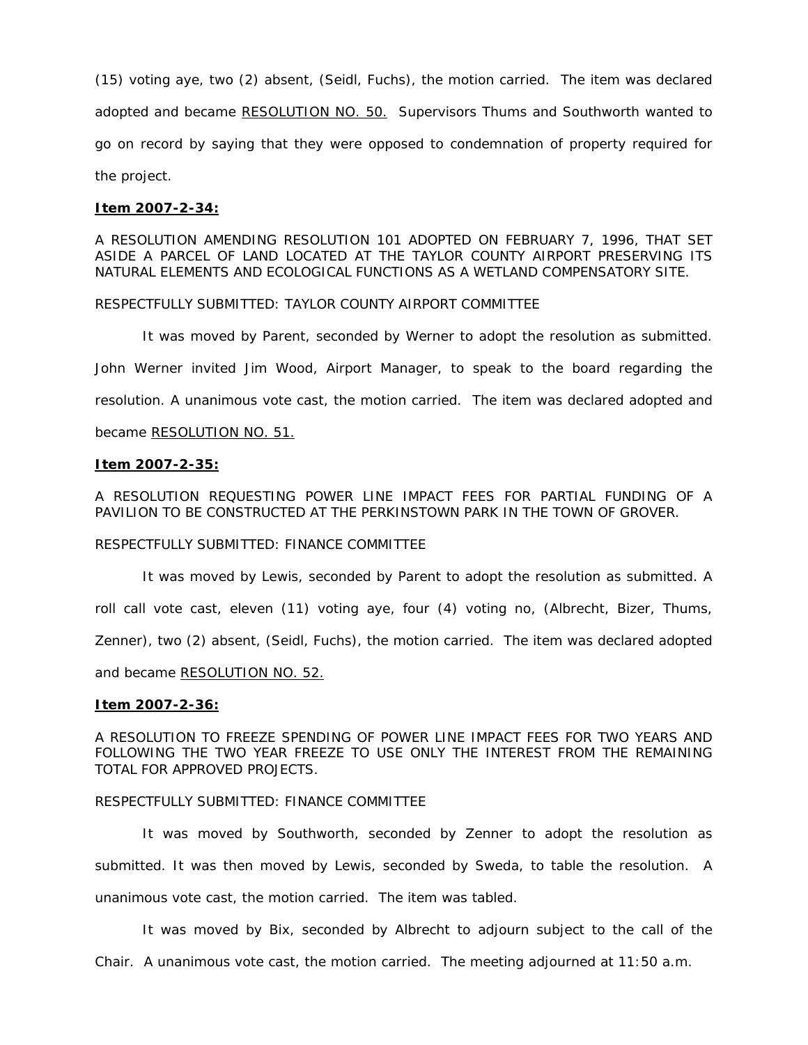(15) voting aye, two (2) absent, (Seidl, Fuchs), the motion carried. The item was declared adopted and became RESOLUTION NO. 50. Supervisors Thums and Southworth wanted to go on record by saying that they were opposed to condemnation of property required for the project.

**Item 2007-2-34:**

A RESOLUTION AMENDING RESOLUTION 101 ADOPTED ON FEBRUARY 7, 1996, THAT SET ASIDE A PARCEL OF LAND LOCATED AT THE TAYLOR COUNTY AIRPORT PRESERVING ITS NATURAL ELEMENTS AND ECOLOGICAL FUNCTIONS AS A WETLAND COMPENSATORY SITE.

RESPECTFULLY SUBMITTED: TAYLOR COUNTY AIRPORT COMMITTEE

It was moved by Parent, seconded by Werner to adopt the resolution as submitted. John Werner invited Jim Wood, Airport Manager, to speak to the board regarding the resolution. A unanimous vote cast, the motion carried. The item was declared adopted and became RESOLUTION NO. 51.

**Item 2007-2-35:**

A RESOLUTION REQUESTING POWER LINE IMPACT FEES FOR PARTIAL FUNDING OF A PAVILION TO BE CONSTRUCTED AT THE PERKINSTOWN PARK IN THE TOWN OF GROVER.

RESPECTFULLY SUBMITTED: FINANCE COMMITTEE

It was moved by Lewis, seconded by Parent to adopt the resolution as submitted. A roll call vote cast, eleven (11) voting aye, four (4) voting no, (Albrecht, Bizer, Thums, Zenner), two (2) absent, (Seidl, Fuchs), the motion carried. The item was declared adopted and became RESOLUTION NO. 52.

**Item 2007-2-36:**

A RESOLUTION TO FREEZE SPENDING OF POWER LINE IMPACT FEES FOR TWO YEARS AND FOLLOWING THE TWO YEAR FREEZE TO USE ONLY THE INTEREST FROM THE REMAINING TOTAL FOR APPROVED PROJECTS.

RESPECTFULLY SUBMITTED: FINANCE COMMITTEE

It was moved by Southworth, seconded by Zenner to adopt the resolution as submitted. It was then moved by Lewis, seconded by Sweda, to table the resolution. A unanimous vote cast, the motion carried. The item was tabled.

It was moved by Bix, seconded by Albrecht to adjourn subject to the call of the Chair. A unanimous vote cast, the motion carried. The meeting adjourned at 11:50 a.m.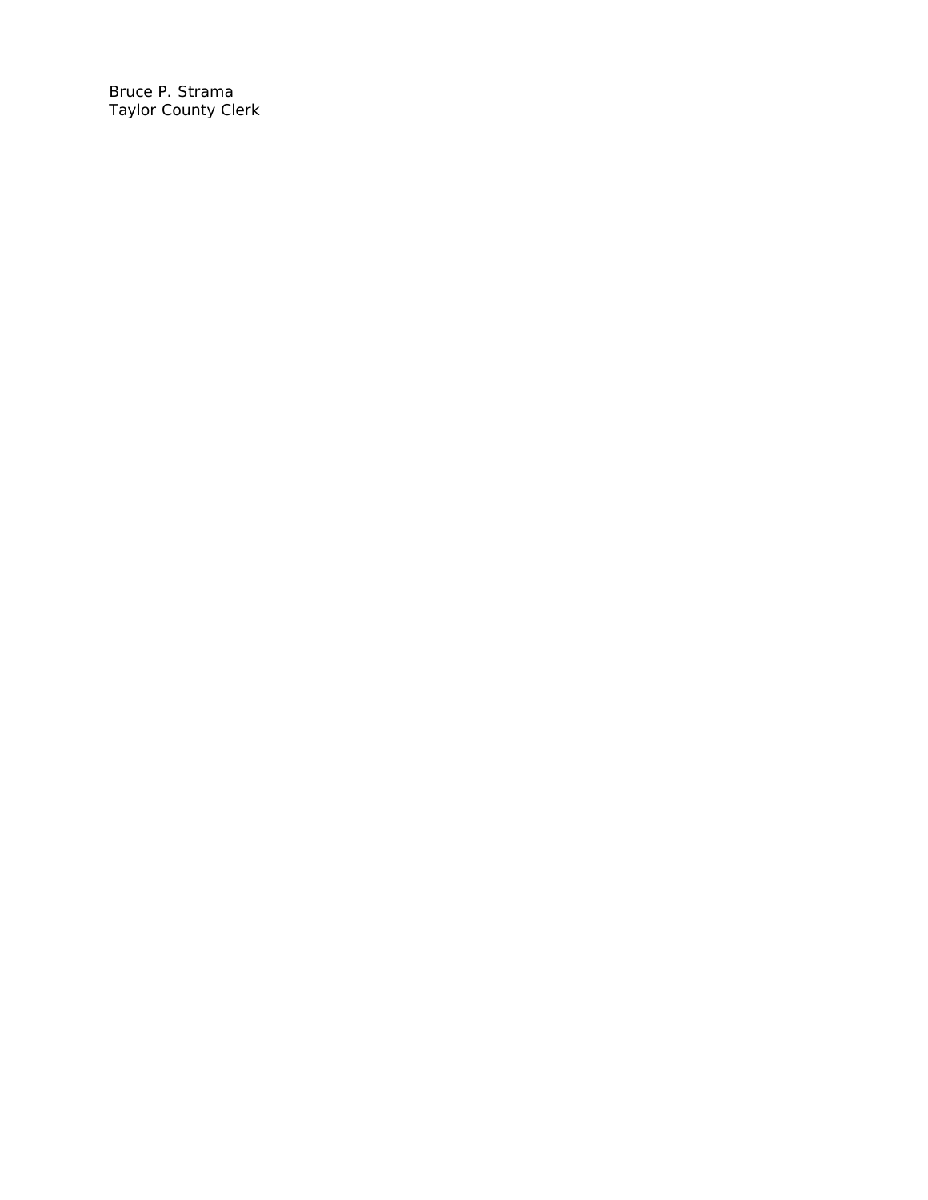Bruce P. Strama
Taylor County Clerk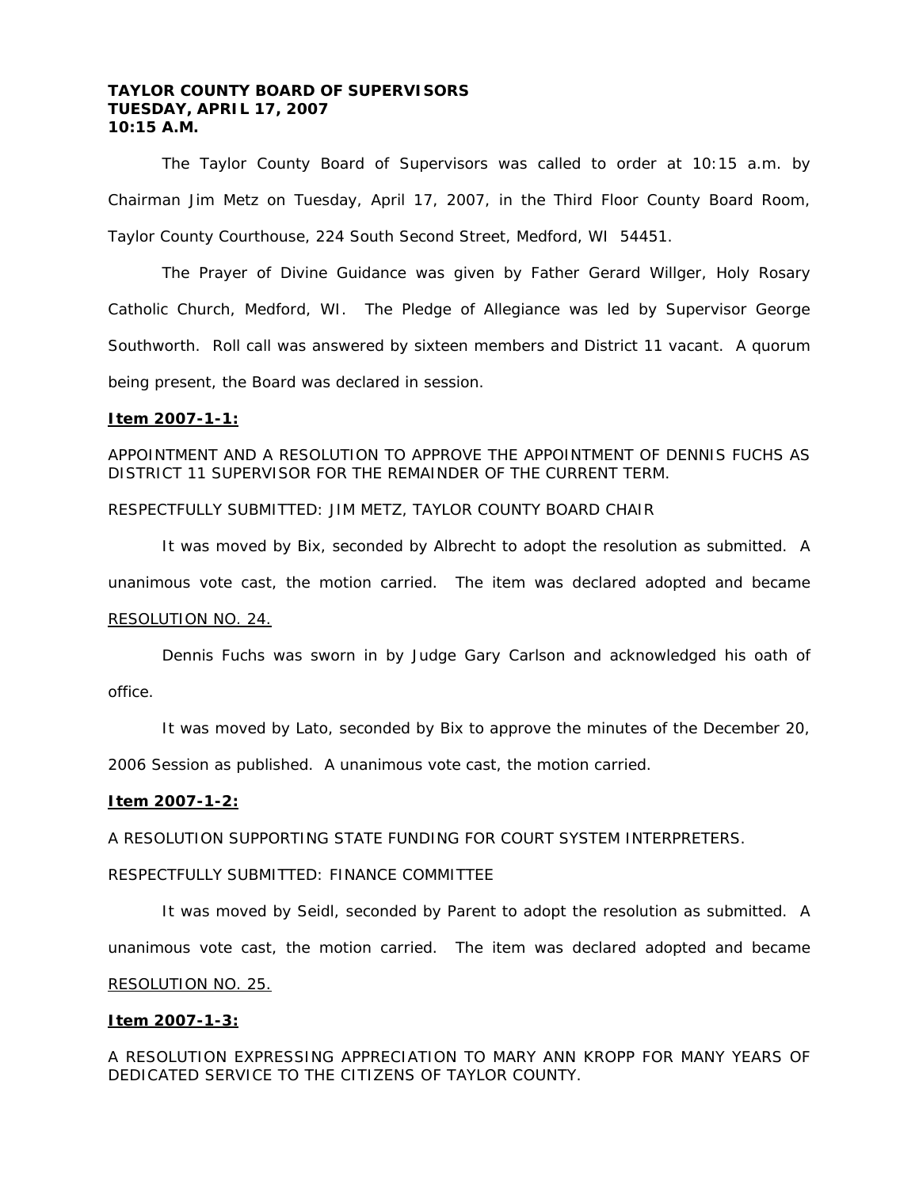**TAYLOR COUNTY BOARD OF SUPERVISORS**
**TUESDAY, APRIL 17, 2007**
**10:15 A.M.**

The Taylor County Board of Supervisors was called to order at 10:15 a.m. by Chairman Jim Metz on Tuesday, April 17, 2007, in the Third Floor County Board Room, Taylor County Courthouse, 224 South Second Street, Medford, WI 54451.

The Prayer of Divine Guidance was given by Father Gerard Willger, Holy Rosary Catholic Church, Medford, WI. The Pledge of Allegiance was led by Supervisor George Southworth. Roll call was answered by sixteen members and District 11 vacant. A quorum being present, the Board was declared in session.

**Item 2007-1-1:**

APPOINTMENT AND A RESOLUTION TO APPROVE THE APPOINTMENT OF DENNIS FUCHS AS DISTRICT 11 SUPERVISOR FOR THE REMAINDER OF THE CURRENT TERM.

RESPECTFULLY SUBMITTED: JIM METZ, TAYLOR COUNTY BOARD CHAIR

It was moved by Bix, seconded by Albrecht to adopt the resolution as submitted. A unanimous vote cast, the motion carried. The item was declared adopted and became RESOLUTION NO. 24.

Dennis Fuchs was sworn in by Judge Gary Carlson and acknowledged his oath of office.

It was moved by Lato, seconded by Bix to approve the minutes of the December 20, 2006 Session as published. A unanimous vote cast, the motion carried.

**Item 2007-1-2:**

A RESOLUTION SUPPORTING STATE FUNDING FOR COURT SYSTEM INTERPRETERS.

RESPECTFULLY SUBMITTED: FINANCE COMMITTEE

It was moved by Seidl, seconded by Parent to adopt the resolution as submitted. A unanimous vote cast, the motion carried. The item was declared adopted and became RESOLUTION NO. 25.

**Item 2007-1-3:**

A RESOLUTION EXPRESSING APPRECIATION TO MARY ANN KROPP FOR MANY YEARS OF DEDICATED SERVICE TO THE CITIZENS OF TAYLOR COUNTY.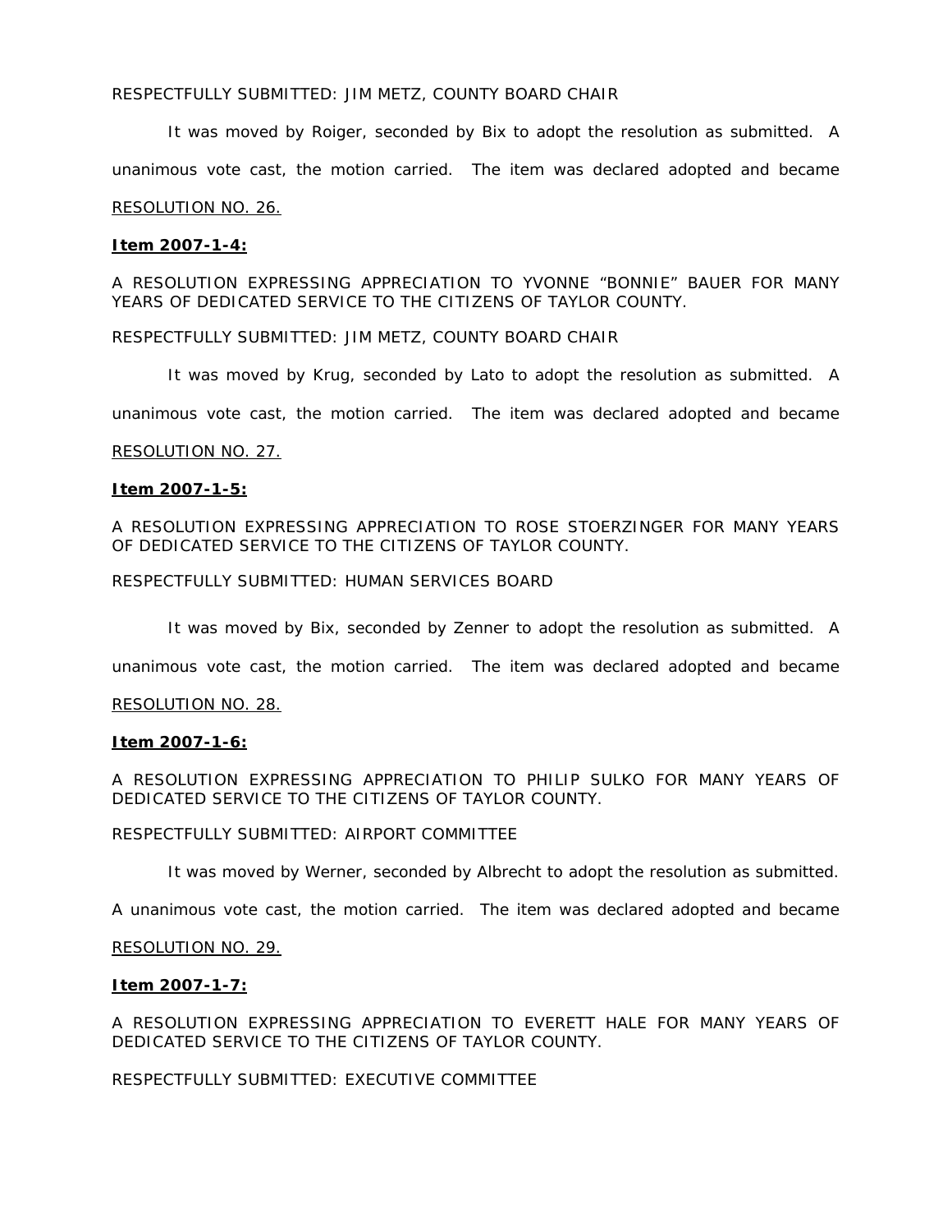RESPECTFULLY SUBMITTED: JIM METZ, COUNTY BOARD CHAIR

It was moved by Roiger, seconded by Bix to adopt the resolution as submitted. A unanimous vote cast, the motion carried. The item was declared adopted and became RESOLUTION NO. 26.

**Item 2007-1-4:**

A RESOLUTION EXPRESSING APPRECIATION TO YVONNE "BONNIE" BAUER FOR MANY YEARS OF DEDICATED SERVICE TO THE CITIZENS OF TAYLOR COUNTY.

RESPECTFULLY SUBMITTED: JIM METZ, COUNTY BOARD CHAIR

It was moved by Krug, seconded by Lato to adopt the resolution as submitted. A unanimous vote cast, the motion carried. The item was declared adopted and became RESOLUTION NO. 27.

**Item 2007-1-5:**

A RESOLUTION EXPRESSING APPRECIATION TO ROSE STOERZINGER FOR MANY YEARS OF DEDICATED SERVICE TO THE CITIZENS OF TAYLOR COUNTY.

RESPECTFULLY SUBMITTED: HUMAN SERVICES BOARD

It was moved by Bix, seconded by Zenner to adopt the resolution as submitted. A unanimous vote cast, the motion carried. The item was declared adopted and became RESOLUTION NO. 28.

**Item 2007-1-6:**

A RESOLUTION EXPRESSING APPRECIATION TO PHILIP SULKO FOR MANY YEARS OF DEDICATED SERVICE TO THE CITIZENS OF TAYLOR COUNTY.

RESPECTFULLY SUBMITTED: AIRPORT COMMITTEE

It was moved by Werner, seconded by Albrecht to adopt the resolution as submitted. A unanimous vote cast, the motion carried. The item was declared adopted and became RESOLUTION NO. 29.

**Item 2007-1-7:**

A RESOLUTION EXPRESSING APPRECIATION TO EVERETT HALE FOR MANY YEARS OF DEDICATED SERVICE TO THE CITIZENS OF TAYLOR COUNTY.

RESPECTFULLY SUBMITTED: EXECUTIVE COMMITTEE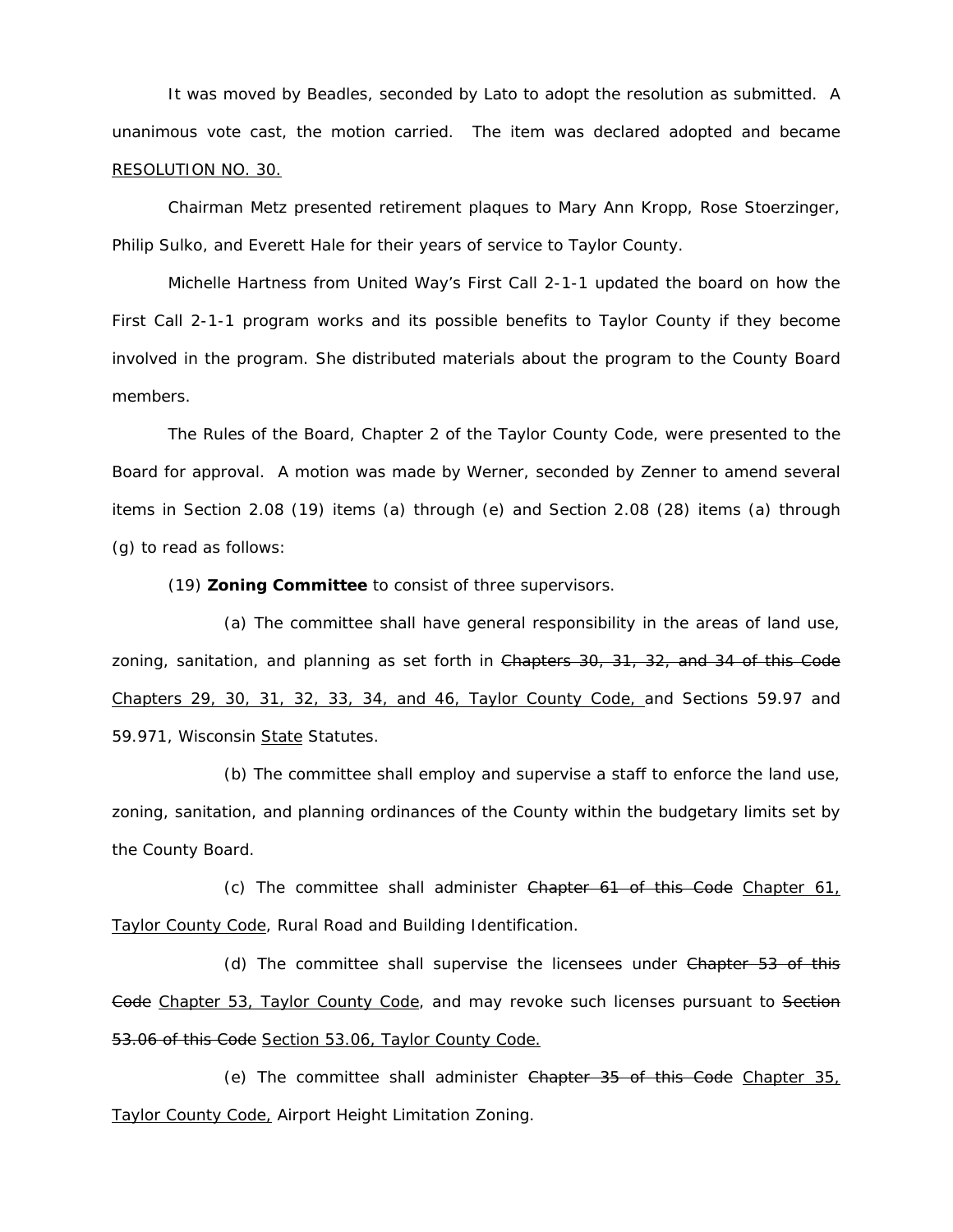It was moved by Beadles, seconded by Lato to adopt the resolution as submitted. A unanimous vote cast, the motion carried. The item was declared adopted and became <u>RESOLUTION NO. 30.</u>

Chairman Metz presented retirement plaques to Mary Ann Kropp, Rose Stoerzinger, Philip Sulko, and Everett Hale for their years of service to Taylor County.

Michelle Hartness from United Way's First Call 2-1-1 updated the board on how the First Call 2-1-1 program works and its possible benefits to Taylor County if they become involved in the program. She distributed materials about the program to the County Board members.

The Rules of the Board, Chapter 2 of the Taylor County Code, were presented to the Board for approval. A motion was made by Werner, seconded by Zenner to amend several items in Section 2.08 (19) items (a) through (e) and Section 2.08 (28) items (a) through (g) to read as follows:

(19) **Zoning Committee** to consist of three supervisors.

(a) The committee shall have general responsibility in the areas of land use, zoning, sanitation, and planning as set forth in ~~Chapters 30, 31, 32, and 34 of this Code~~ <u>Chapters 29, 30, 31, 32, 33, 34, and 46, Taylor County Code,</u> and Sections 59.97 and 59.971, Wisconsin <u>State</u> Statutes.

(b) The committee shall employ and supervise a staff to enforce the land use, zoning, sanitation, and planning ordinances of the County within the budgetary limits set by the County Board.

(c) The committee shall administer ~~Chapter 61 of this Code~~ <u>Chapter 61, Taylor County Code</u>, Rural Road and Building Identification.

(d) The committee shall supervise the licensees under ~~Chapter 53 of this Code~~ <u>Chapter 53, Taylor County Code</u>, and may revoke such licenses pursuant to ~~Section 53.06 of this Code~~ <u>Section 53.06, Taylor County Code.</u>

(e) The committee shall administer ~~Chapter 35 of this Code~~ <u>Chapter 35, Taylor County Code,</u> Airport Height Limitation Zoning.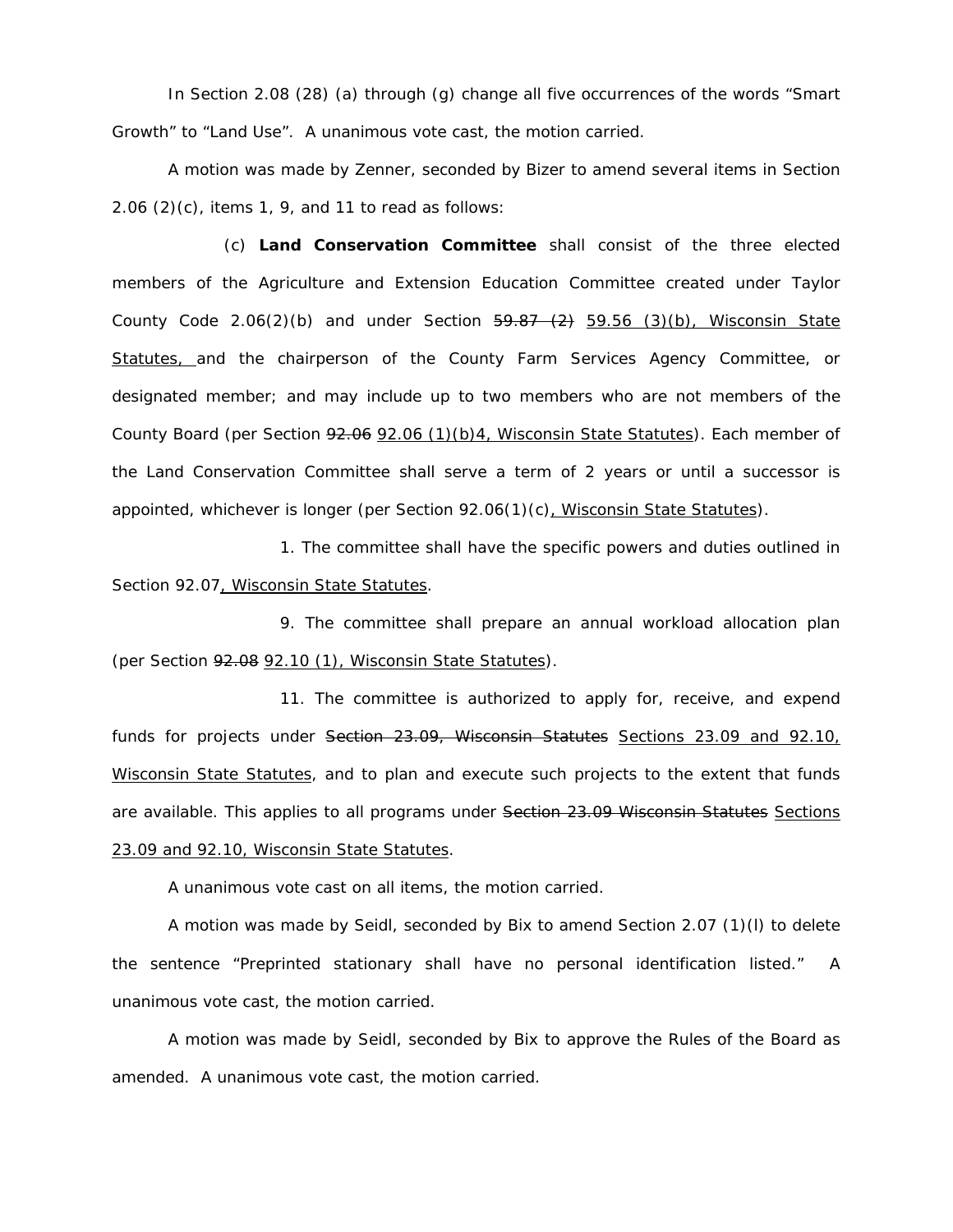In Section 2.08 (28) (a) through (g) change all five occurrences of the words "Smart Growth" to "Land Use". A unanimous vote cast, the motion carried.

A motion was made by Zenner, seconded by Bizer to amend several items in Section 2.06 (2)(c), items 1, 9, and 11 to read as follows:

(c) **Land Conservation Committee** shall consist of the three elected members of the Agriculture and Extension Education Committee created under Taylor County Code 2.06(2)(b) and under Section ~~59.87 (2)~~ <u>59.56 (3)(b), Wisconsin State Statutes,</u> and the chairperson of the County Farm Services Agency Committee, or designated member; and may include up to two members who are not members of the County Board (per Section ~~92.06~~ <u>92.06 (1)(b)4, Wisconsin State Statutes</u>). Each member of the Land Conservation Committee shall serve a term of 2 years or until a successor is appointed, whichever is longer (per Section 92.06(1)(c)<u>, Wisconsin State Statutes</u>).

1. The committee shall have the specific powers and duties outlined in Section 92.07<u>, Wisconsin State Statutes</u>.

9. The committee shall prepare an annual workload allocation plan (per Section ~~92.08~~ <u>92.10 (1), Wisconsin State Statutes</u>).

11. The committee is authorized to apply for, receive, and expend funds for projects under ~~Section 23.09, Wisconsin Statutes~~ <u>Sections 23.09 and 92.10, Wisconsin State Statutes</u>, and to plan and execute such projects to the extent that funds are available. This applies to all programs under ~~Section 23.09 Wisconsin Statutes~~ <u>Sections 23.09 and 92.10, Wisconsin State Statutes</u>.

A unanimous vote cast on all items, the motion carried.

A motion was made by Seidl, seconded by Bix to amend Section 2.07 (1)(l) to delete the sentence "Preprinted stationary shall have no personal identification listed." A unanimous vote cast, the motion carried.

A motion was made by Seidl, seconded by Bix to approve the Rules of the Board as amended. A unanimous vote cast, the motion carried.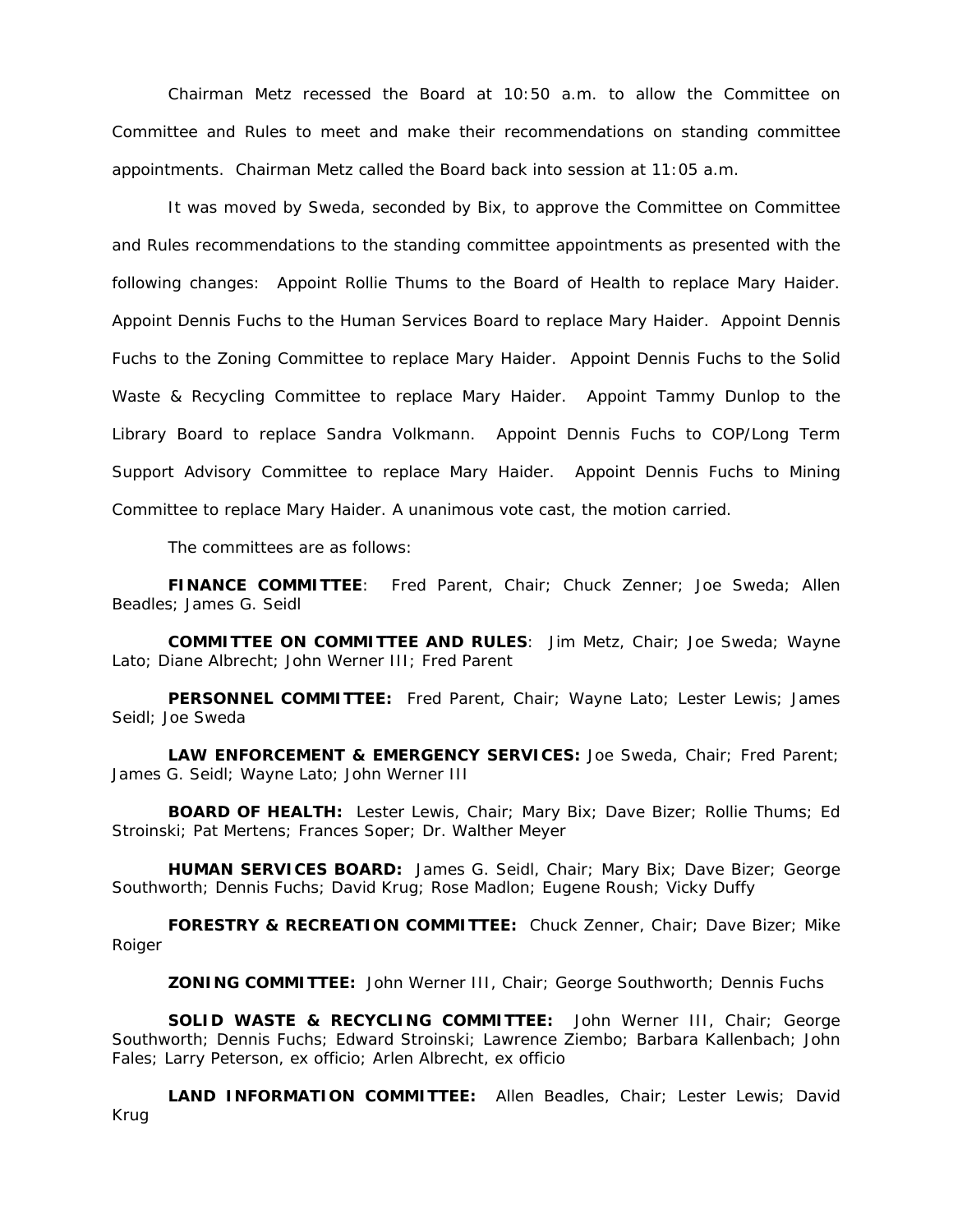Chairman Metz recessed the Board at 10:50 a.m. to allow the Committee on Committee and Rules to meet and make their recommendations on standing committee appointments. Chairman Metz called the Board back into session at 11:05 a.m.

It was moved by Sweda, seconded by Bix, to approve the Committee on Committee and Rules recommendations to the standing committee appointments as presented with the following changes: Appoint Rollie Thums to the Board of Health to replace Mary Haider. Appoint Dennis Fuchs to the Human Services Board to replace Mary Haider. Appoint Dennis Fuchs to the Zoning Committee to replace Mary Haider. Appoint Dennis Fuchs to the Solid Waste & Recycling Committee to replace Mary Haider. Appoint Tammy Dunlop to the Library Board to replace Sandra Volkmann. Appoint Dennis Fuchs to COP/Long Term Support Advisory Committee to replace Mary Haider. Appoint Dennis Fuchs to Mining Committee to replace Mary Haider. A unanimous vote cast, the motion carried.

The committees are as follows:

**FINANCE COMMITTEE**: Fred Parent, Chair; Chuck Zenner; Joe Sweda; Allen Beadles; James G. Seidl

**COMMITTEE ON COMMITTEE AND RULES**: Jim Metz, Chair; Joe Sweda; Wayne Lato; Diane Albrecht; John Werner III; Fred Parent

**PERSONNEL COMMITTEE:** Fred Parent, Chair; Wayne Lato; Lester Lewis; James Seidl; Joe Sweda

**LAW ENFORCEMENT & EMERGENCY SERVICES:** Joe Sweda, Chair; Fred Parent; James G. Seidl; Wayne Lato; John Werner III

**BOARD OF HEALTH:** Lester Lewis, Chair; Mary Bix; Dave Bizer; Rollie Thums; Ed Stroinski; Pat Mertens; Frances Soper; Dr. Walther Meyer

**HUMAN SERVICES BOARD:** James G. Seidl, Chair; Mary Bix; Dave Bizer; George Southworth; Dennis Fuchs; David Krug; Rose Madlon; Eugene Roush; Vicky Duffy

**FORESTRY & RECREATION COMMITTEE:** Chuck Zenner, Chair; Dave Bizer; Mike Roiger

**ZONING COMMITTEE:** John Werner III, Chair; George Southworth; Dennis Fuchs

**SOLID WASTE & RECYCLING COMMITTEE:** John Werner III, Chair; George Southworth; Dennis Fuchs; Edward Stroinski; Lawrence Ziembo; Barbara Kallenbach; John Fales; Larry Peterson, ex officio; Arlen Albrecht, ex officio

**LAND INFORMATION COMMITTEE:** Allen Beadles, Chair; Lester Lewis; David Krug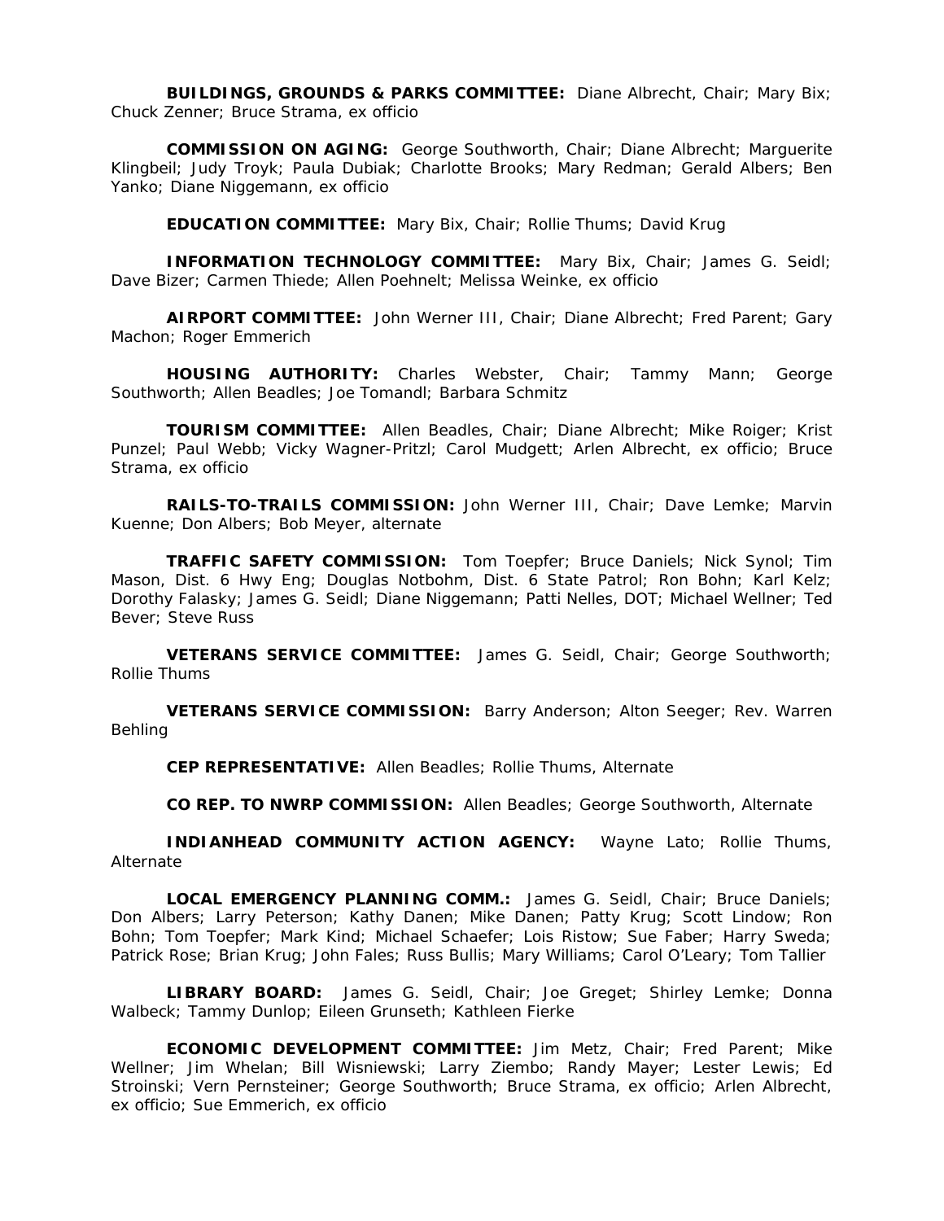**BUILDINGS, GROUNDS & PARKS COMMITTEE:** Diane Albrecht, Chair; Mary Bix; Chuck Zenner; Bruce Strama, ex officio

**COMMISSION ON AGING:** George Southworth, Chair; Diane Albrecht; Marguerite Klingbeil; Judy Troyk; Paula Dubiak; Charlotte Brooks; Mary Redman; Gerald Albers; Ben Yanko; Diane Niggemann, ex officio

**EDUCATION COMMITTEE:** Mary Bix, Chair; Rollie Thums; David Krug

**INFORMATION TECHNOLOGY COMMITTEE:** Mary Bix, Chair; James G. Seidl; Dave Bizer; Carmen Thiede; Allen Poehnelt; Melissa Weinke, ex officio

**AIRPORT COMMITTEE:** John Werner III, Chair; Diane Albrecht; Fred Parent; Gary Machon; Roger Emmerich

**HOUSING AUTHORITY:** Charles Webster, Chair; Tammy Mann; George Southworth; Allen Beadles; Joe Tomandl; Barbara Schmitz

**TOURISM COMMITTEE:** Allen Beadles, Chair; Diane Albrecht; Mike Roiger; Krist Punzel; Paul Webb; Vicky Wagner-Pritzl; Carol Mudgett; Arlen Albrecht, ex officio; Bruce Strama, ex officio

**RAILS-TO-TRAILS COMMISSION:** John Werner III, Chair; Dave Lemke; Marvin Kuenne; Don Albers; Bob Meyer, alternate

**TRAFFIC SAFETY COMMISSION:** Tom Toepfer; Bruce Daniels; Nick Synol; Tim Mason, Dist. 6 Hwy Eng; Douglas Notbohm, Dist. 6 State Patrol; Ron Bohn; Karl Kelz; Dorothy Falasky; James G. Seidl; Diane Niggemann; Patti Nelles, DOT; Michael Wellner; Ted Bever; Steve Russ

**VETERANS SERVICE COMMITTEE:** James G. Seidl, Chair; George Southworth; Rollie Thums

**VETERANS SERVICE COMMISSION:** Barry Anderson; Alton Seeger; Rev. Warren Behling

**CEP REPRESENTATIVE:** Allen Beadles; Rollie Thums, Alternate

**CO REP. TO NWRP COMMISSION:** Allen Beadles; George Southworth, Alternate

**INDIANHEAD COMMUNITY ACTION AGENCY:** Wayne Lato; Rollie Thums, Alternate

**LOCAL EMERGENCY PLANNING COMM.:** James G. Seidl, Chair; Bruce Daniels; Don Albers; Larry Peterson; Kathy Danen; Mike Danen; Patty Krug; Scott Lindow; Ron Bohn; Tom Toepfer; Mark Kind; Michael Schaefer; Lois Ristow; Sue Faber; Harry Sweda; Patrick Rose; Brian Krug; John Fales; Russ Bullis; Mary Williams; Carol O'Leary; Tom Tallier

**LIBRARY BOARD:** James G. Seidl, Chair; Joe Greget; Shirley Lemke; Donna Walbeck; Tammy Dunlop; Eileen Grunseth; Kathleen Fierke

**ECONOMIC DEVELOPMENT COMMITTEE:** Jim Metz, Chair; Fred Parent; Mike Wellner; Jim Whelan; Bill Wisniewski; Larry Ziembo; Randy Mayer; Lester Lewis; Ed Stroinski; Vern Pernsteiner; George Southworth; Bruce Strama, ex officio; Arlen Albrecht, ex officio; Sue Emmerich, ex officio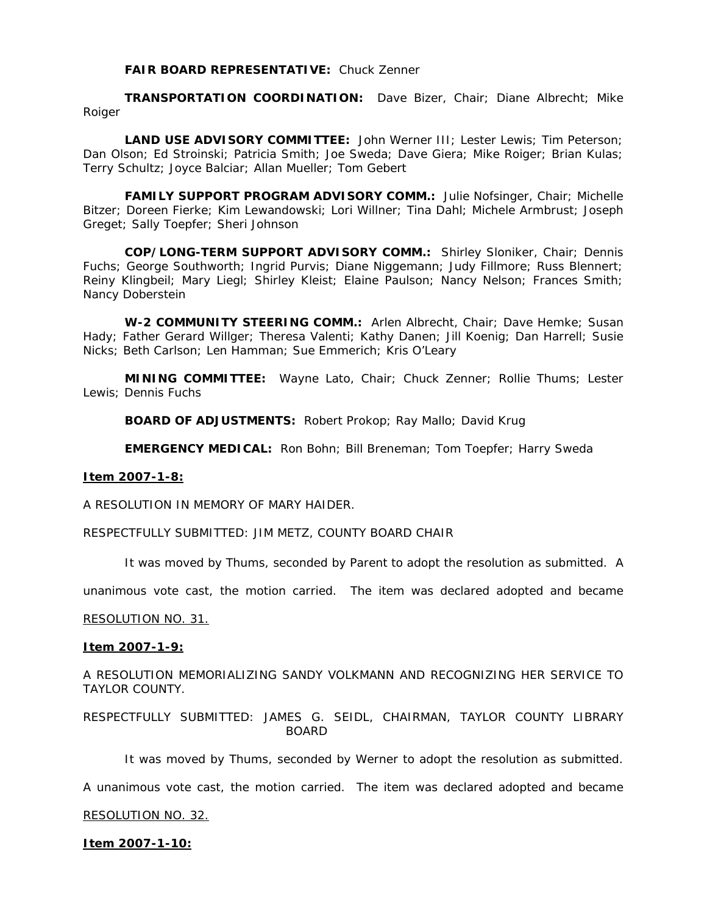**FAIR BOARD REPRESENTATIVE:** Chuck Zenner

**TRANSPORTATION COORDINATION:** Dave Bizer, Chair; Diane Albrecht; Mike Roiger

**LAND USE ADVISORY COMMITTEE:** John Werner III; Lester Lewis; Tim Peterson; Dan Olson; Ed Stroinski; Patricia Smith; Joe Sweda; Dave Giera; Mike Roiger; Brian Kulas; Terry Schultz; Joyce Balciar; Allan Mueller; Tom Gebert

**FAMILY SUPPORT PROGRAM ADVISORY COMM.:** Julie Nofsinger, Chair; Michelle Bitzer; Doreen Fierke; Kim Lewandowski; Lori Willner; Tina Dahl; Michele Armbrust; Joseph Greget; Sally Toepfer; Sheri Johnson

**COP/LONG-TERM SUPPORT ADVISORY COMM.:** Shirley Sloniker, Chair; Dennis Fuchs; George Southworth; Ingrid Purvis; Diane Niggemann; Judy Fillmore; Russ Blennert; Reiny Klingbeil; Mary Liegl; Shirley Kleist; Elaine Paulson; Nancy Nelson; Frances Smith; Nancy Doberstein

**W-2 COMMUNITY STEERING COMM.:** Arlen Albrecht, Chair; Dave Hemke; Susan Hady; Father Gerard Willger; Theresa Valenti; Kathy Danen; Jill Koenig; Dan Harrell; Susie Nicks; Beth Carlson; Len Hamman; Sue Emmerich; Kris O'Leary

**MINING COMMITTEE:** Wayne Lato, Chair; Chuck Zenner; Rollie Thums; Lester Lewis; Dennis Fuchs

**BOARD OF ADJUSTMENTS:** Robert Prokop; Ray Mallo; David Krug

**EMERGENCY MEDICAL:** Ron Bohn; Bill Breneman; Tom Toepfer; Harry Sweda

**Item 2007-1-8:**

A RESOLUTION IN MEMORY OF MARY HAIDER.

RESPECTFULLY SUBMITTED: JIM METZ, COUNTY BOARD CHAIR

It was moved by Thums, seconded by Parent to adopt the resolution as submitted. A unanimous vote cast, the motion carried. The item was declared adopted and became RESOLUTION NO. 31.

**Item 2007-1-9:**

A RESOLUTION MEMORIALIZING SANDY VOLKMANN AND RECOGNIZING HER SERVICE TO TAYLOR COUNTY.

RESPECTFULLY SUBMITTED: JAMES G. SEIDL, CHAIRMAN, TAYLOR COUNTY LIBRARY BOARD

It was moved by Thums, seconded by Werner to adopt the resolution as submitted. A unanimous vote cast, the motion carried. The item was declared adopted and became RESOLUTION NO. 32.

**Item 2007-1-10:**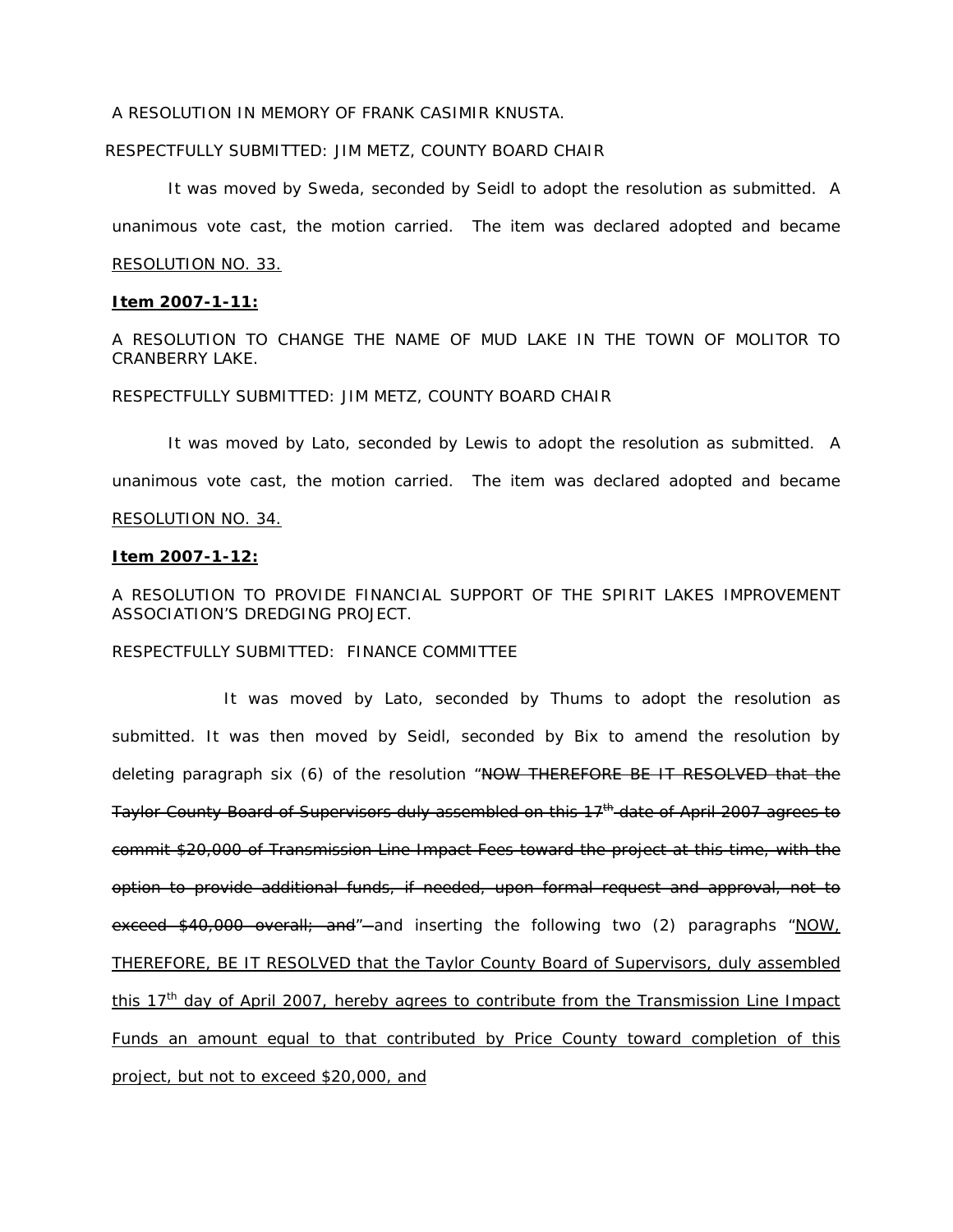A RESOLUTION IN MEMORY OF FRANK CASIMIR KNUSTA.

RESPECTFULLY SUBMITTED: JIM METZ, COUNTY BOARD CHAIR

It was moved by Sweda, seconded by Seidl to adopt the resolution as submitted. A unanimous vote cast, the motion carried. The item was declared adopted and became <u>RESOLUTION NO. 33.</u>

**<u>Item 2007-1-11:</u>**

A RESOLUTION TO CHANGE THE NAME OF MUD LAKE IN THE TOWN OF MOLITOR TO CRANBERRY LAKE.

RESPECTFULLY SUBMITTED: JIM METZ, COUNTY BOARD CHAIR

It was moved by Lato, seconded by Lewis to adopt the resolution as submitted. A unanimous vote cast, the motion carried. The item was declared adopted and became <u>RESOLUTION NO. 34.</u>

**<u>Item 2007-1-12:</u>**

A RESOLUTION TO PROVIDE FINANCIAL SUPPORT OF THE SPIRIT LAKES IMPROVEMENT ASSOCIATION'S DREDGING PROJECT.

RESPECTFULLY SUBMITTED: FINANCE COMMITTEE

It was moved by Lato, seconded by Thums to adopt the resolution as submitted. It was then moved by Seidl, seconded by Bix to amend the resolution by deleting paragraph six (6) of the resolution "~~NOW THEREFORE BE IT RESOLVED that the Taylor County Board of Supervisors duly assembled on this 17th date of April 2007 agrees to commit $20,000 of Transmission Line Impact Fees toward the project at this time, with the option to provide additional funds, if needed, upon formal request and approval, not to exceed $40,000 overall; and~~" and inserting the following two (2) paragraphs "<u>NOW, THEREFORE, BE IT RESOLVED that the Taylor County Board of Supervisors, duly assembled this 17th day of April 2007, hereby agrees to contribute from the Transmission Line Impact Funds an amount equal to that contributed by Price County toward completion of this project, but not to exceed $20,000, and</u>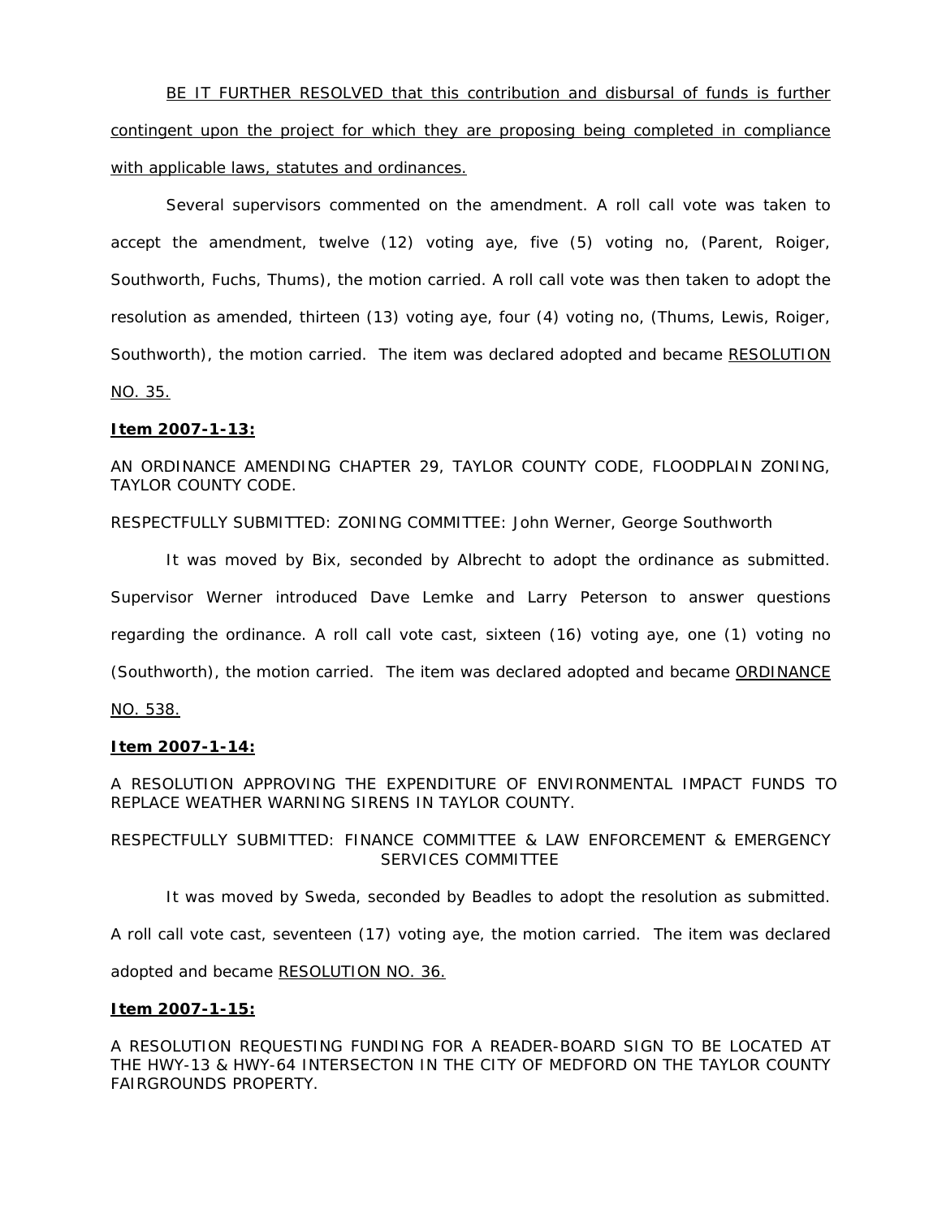BE IT FURTHER RESOLVED that this contribution and disbursal of funds is further contingent upon the project for which they are proposing being completed in compliance with applicable laws, statutes and ordinances.

Several supervisors commented on the amendment. A roll call vote was taken to accept the amendment, twelve (12) voting aye, five (5) voting no, (Parent, Roiger, Southworth, Fuchs, Thums), the motion carried. A roll call vote was then taken to adopt the resolution as amended, thirteen (13) voting aye, four (4) voting no, (Thums, Lewis, Roiger, Southworth), the motion carried. The item was declared adopted and became RESOLUTION NO. 35.

**Item 2007-1-13:**

AN ORDINANCE AMENDING CHAPTER 29, TAYLOR COUNTY CODE, FLOODPLAIN ZONING, TAYLOR COUNTY CODE.

RESPECTFULLY SUBMITTED: ZONING COMMITTEE: John Werner, George Southworth

It was moved by Bix, seconded by Albrecht to adopt the ordinance as submitted. Supervisor Werner introduced Dave Lemke and Larry Peterson to answer questions regarding the ordinance. A roll call vote cast, sixteen (16) voting aye, one (1) voting no (Southworth), the motion carried. The item was declared adopted and became ORDINANCE NO. 538.

**Item 2007-1-14:**

A RESOLUTION APPROVING THE EXPENDITURE OF ENVIRONMENTAL IMPACT FUNDS TO REPLACE WEATHER WARNING SIRENS IN TAYLOR COUNTY.

RESPECTFULLY SUBMITTED: FINANCE COMMITTEE & LAW ENFORCEMENT & EMERGENCY SERVICES COMMITTEE

It was moved by Sweda, seconded by Beadles to adopt the resolution as submitted. A roll call vote cast, seventeen (17) voting aye, the motion carried. The item was declared adopted and became RESOLUTION NO. 36.

**Item 2007-1-15:**

A RESOLUTION REQUESTING FUNDING FOR A READER-BOARD SIGN TO BE LOCATED AT THE HWY-13 & HWY-64 INTERSECTON IN THE CITY OF MEDFORD ON THE TAYLOR COUNTY FAIRGROUNDS PROPERTY.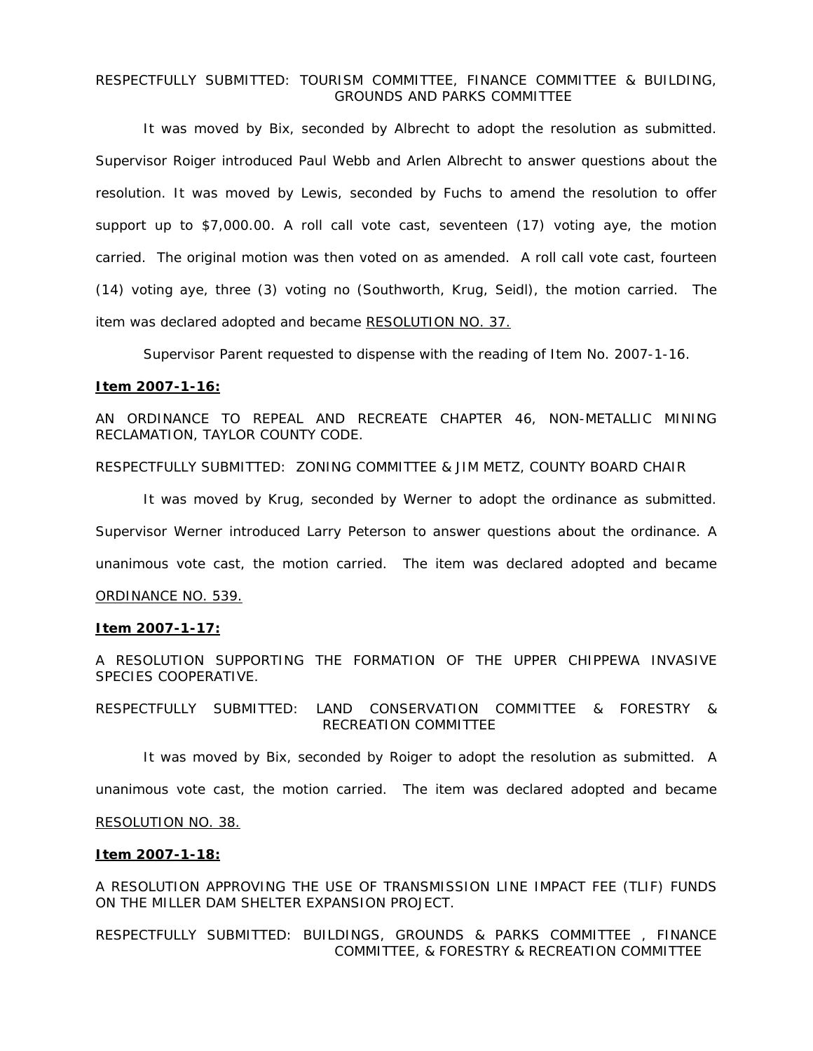RESPECTFULLY SUBMITTED: TOURISM COMMITTEE, FINANCE COMMITTEE & BUILDING, GROUNDS AND PARKS COMMITTEE

It was moved by Bix, seconded by Albrecht to adopt the resolution as submitted. Supervisor Roiger introduced Paul Webb and Arlen Albrecht to answer questions about the resolution. It was moved by Lewis, seconded by Fuchs to amend the resolution to offer support up to $7,000.00. A roll call vote cast, seventeen (17) voting aye, the motion carried. The original motion was then voted on as amended. A roll call vote cast, fourteen (14) voting aye, three (3) voting no (Southworth, Krug, Seidl), the motion carried. The item was declared adopted and became RESOLUTION NO. 37.

Supervisor Parent requested to dispense with the reading of Item No. 2007-1-16.

**Item 2007-1-16:**

AN ORDINANCE TO REPEAL AND RECREATE CHAPTER 46, NON-METALLIC MINING RECLAMATION, TAYLOR COUNTY CODE.

RESPECTFULLY SUBMITTED: ZONING COMMITTEE & JIM METZ, COUNTY BOARD CHAIR

It was moved by Krug, seconded by Werner to adopt the ordinance as submitted. Supervisor Werner introduced Larry Peterson to answer questions about the ordinance. A unanimous vote cast, the motion carried. The item was declared adopted and became ORDINANCE NO. 539.

**Item 2007-1-17:**

A RESOLUTION SUPPORTING THE FORMATION OF THE UPPER CHIPPEWA INVASIVE SPECIES COOPERATIVE.

RESPECTFULLY SUBMITTED: LAND CONSERVATION COMMITTEE & FORESTRY & RECREATION COMMITTEE

It was moved by Bix, seconded by Roiger to adopt the resolution as submitted. A unanimous vote cast, the motion carried. The item was declared adopted and became RESOLUTION NO. 38.

**Item 2007-1-18:**

A RESOLUTION APPROVING THE USE OF TRANSMISSION LINE IMPACT FEE (TLIF) FUNDS ON THE MILLER DAM SHELTER EXPANSION PROJECT.

RESPECTFULLY SUBMITTED: BUILDINGS, GROUNDS & PARKS COMMITTEE , FINANCE COMMITTEE, & FORESTRY & RECREATION COMMITTEE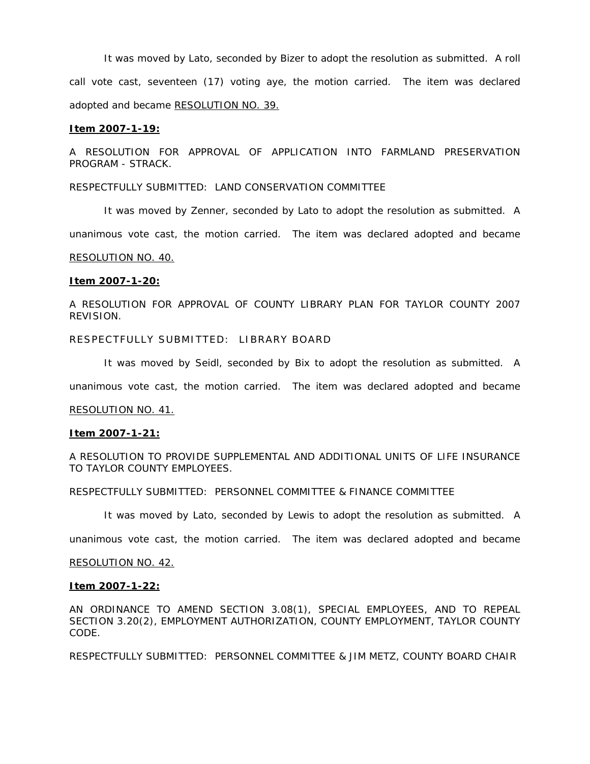It was moved by Lato, seconded by Bizer to adopt the resolution as submitted. A roll call vote cast, seventeen (17) voting aye, the motion carried. The item was declared adopted and became RESOLUTION NO. 39.

**Item 2007-1-19:**

A RESOLUTION FOR APPROVAL OF APPLICATION INTO FARMLAND PRESERVATION PROGRAM - STRACK.

RESPECTFULLY SUBMITTED: LAND CONSERVATION COMMITTEE

It was moved by Zenner, seconded by Lato to adopt the resolution as submitted. A unanimous vote cast, the motion carried. The item was declared adopted and became RESOLUTION NO. 40.

**Item 2007-1-20:**

A RESOLUTION FOR APPROVAL OF COUNTY LIBRARY PLAN FOR TAYLOR COUNTY 2007 REVISION.

RESPECTFULLY SUBMITTED: LIBRARY BOARD

It was moved by Seidl, seconded by Bix to adopt the resolution as submitted. A unanimous vote cast, the motion carried. The item was declared adopted and became RESOLUTION NO. 41.

**Item 2007-1-21:**

A RESOLUTION TO PROVIDE SUPPLEMENTAL AND ADDITIONAL UNITS OF LIFE INSURANCE TO TAYLOR COUNTY EMPLOYEES.

RESPECTFULLY SUBMITTED: PERSONNEL COMMITTEE & FINANCE COMMITTEE

It was moved by Lato, seconded by Lewis to adopt the resolution as submitted. A unanimous vote cast, the motion carried. The item was declared adopted and became RESOLUTION NO. 42.

**Item 2007-1-22:**

AN ORDINANCE TO AMEND SECTION 3.08(1), SPECIAL EMPLOYEES, AND TO REPEAL SECTION 3.20(2), EMPLOYMENT AUTHORIZATION, COUNTY EMPLOYMENT, TAYLOR COUNTY CODE.

RESPECTFULLY SUBMITTED: PERSONNEL COMMITTEE & JIM METZ, COUNTY BOARD CHAIR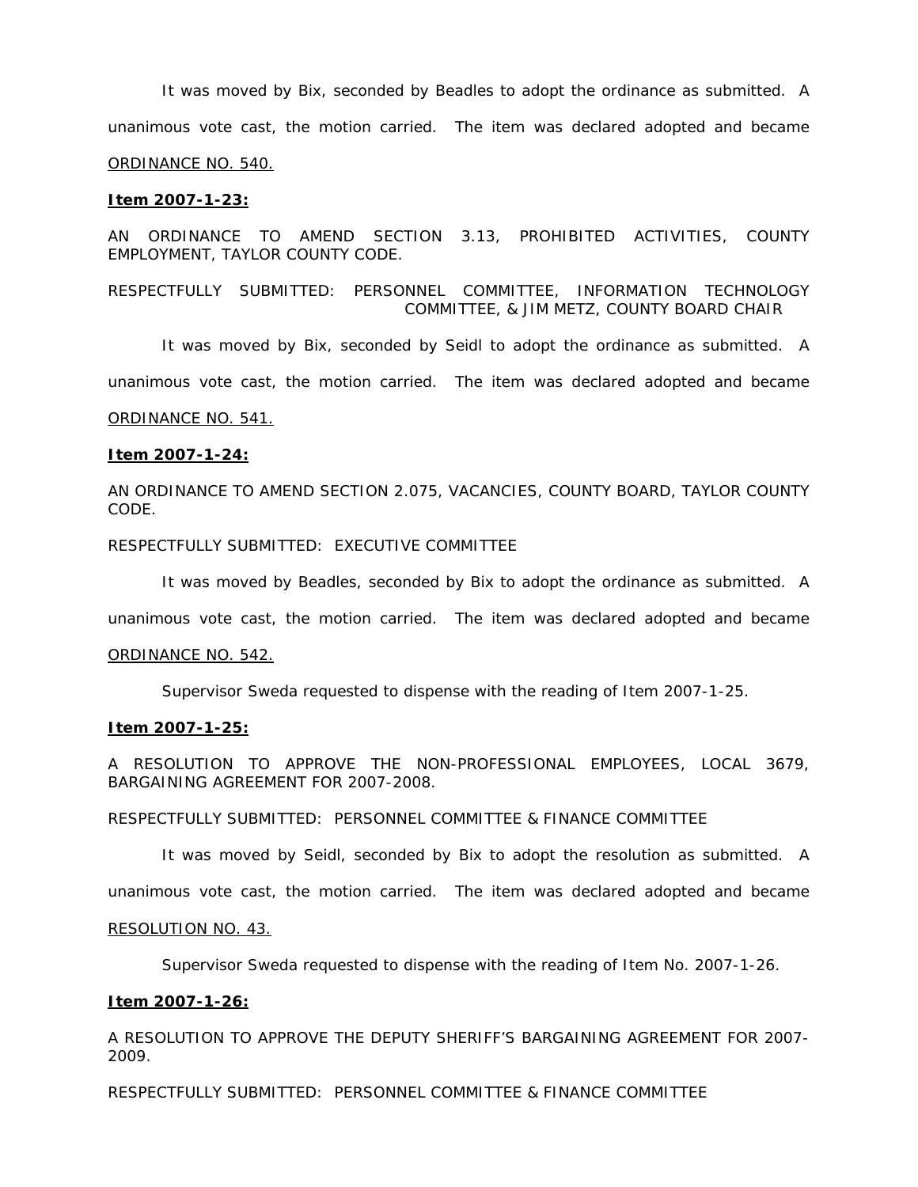It was moved by Bix, seconded by Beadles to adopt the ordinance as submitted. A unanimous vote cast, the motion carried. The item was declared adopted and became ORDINANCE NO. 540.

**Item 2007-1-23:**

AN ORDINANCE TO AMEND SECTION 3.13, PROHIBITED ACTIVITIES, COUNTY EMPLOYMENT, TAYLOR COUNTY CODE.

RESPECTFULLY SUBMITTED: PERSONNEL COMMITTEE, INFORMATION TECHNOLOGY COMMITTEE, & JIM METZ, COUNTY BOARD CHAIR

It was moved by Bix, seconded by Seidl to adopt the ordinance as submitted. A unanimous vote cast, the motion carried. The item was declared adopted and became ORDINANCE NO. 541.

**Item 2007-1-24:**

AN ORDINANCE TO AMEND SECTION 2.075, VACANCIES, COUNTY BOARD, TAYLOR COUNTY CODE.

RESPECTFULLY SUBMITTED: EXECUTIVE COMMITTEE

It was moved by Beadles, seconded by Bix to adopt the ordinance as submitted. A unanimous vote cast, the motion carried. The item was declared adopted and became ORDINANCE NO. 542.

Supervisor Sweda requested to dispense with the reading of Item 2007-1-25.

**Item 2007-1-25:**

A RESOLUTION TO APPROVE THE NON-PROFESSIONAL EMPLOYEES, LOCAL 3679, BARGAINING AGREEMENT FOR 2007-2008.

RESPECTFULLY SUBMITTED: PERSONNEL COMMITTEE & FINANCE COMMITTEE

It was moved by Seidl, seconded by Bix to adopt the resolution as submitted. A unanimous vote cast, the motion carried. The item was declared adopted and became RESOLUTION NO. 43.

Supervisor Sweda requested to dispense with the reading of Item No. 2007-1-26.

**Item 2007-1-26:**

A RESOLUTION TO APPROVE THE DEPUTY SHERIFF'S BARGAINING AGREEMENT FOR 2007-2009.

RESPECTFULLY SUBMITTED: PERSONNEL COMMITTEE & FINANCE COMMITTEE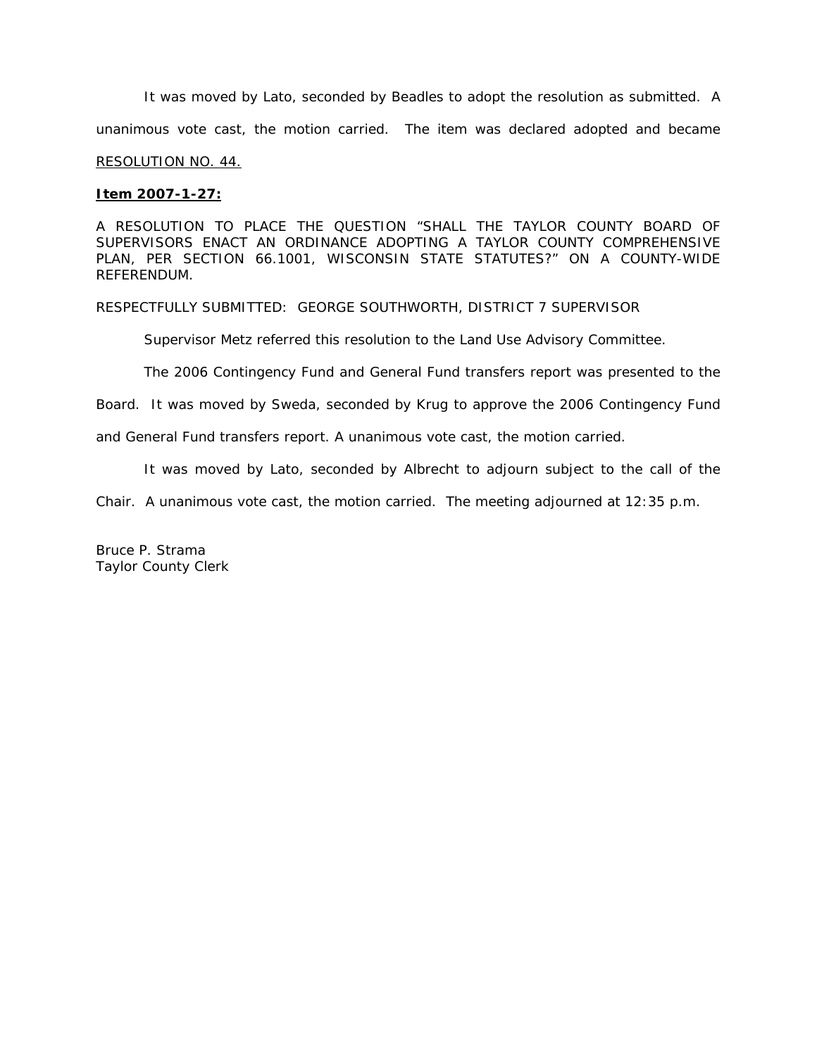It was moved by Lato, seconded by Beadles to adopt the resolution as submitted. A unanimous vote cast, the motion carried. The item was declared adopted and became RESOLUTION NO. 44.

**Item 2007-1-27:**

A RESOLUTION TO PLACE THE QUESTION "SHALL THE TAYLOR COUNTY BOARD OF SUPERVISORS ENACT AN ORDINANCE ADOPTING A TAYLOR COUNTY COMPREHENSIVE PLAN, PER SECTION 66.1001, WISCONSIN STATE STATUTES?" ON A COUNTY-WIDE REFERENDUM.

RESPECTFULLY SUBMITTED: GEORGE SOUTHWORTH, DISTRICT 7 SUPERVISOR

Supervisor Metz referred this resolution to the Land Use Advisory Committee.

The 2006 Contingency Fund and General Fund transfers report was presented to the Board. It was moved by Sweda, seconded by Krug to approve the 2006 Contingency Fund and General Fund transfers report. A unanimous vote cast, the motion carried.

It was moved by Lato, seconded by Albrecht to adjourn subject to the call of the Chair. A unanimous vote cast, the motion carried. The meeting adjourned at 12:35 p.m.

Bruce P. Strama
Taylor County Clerk